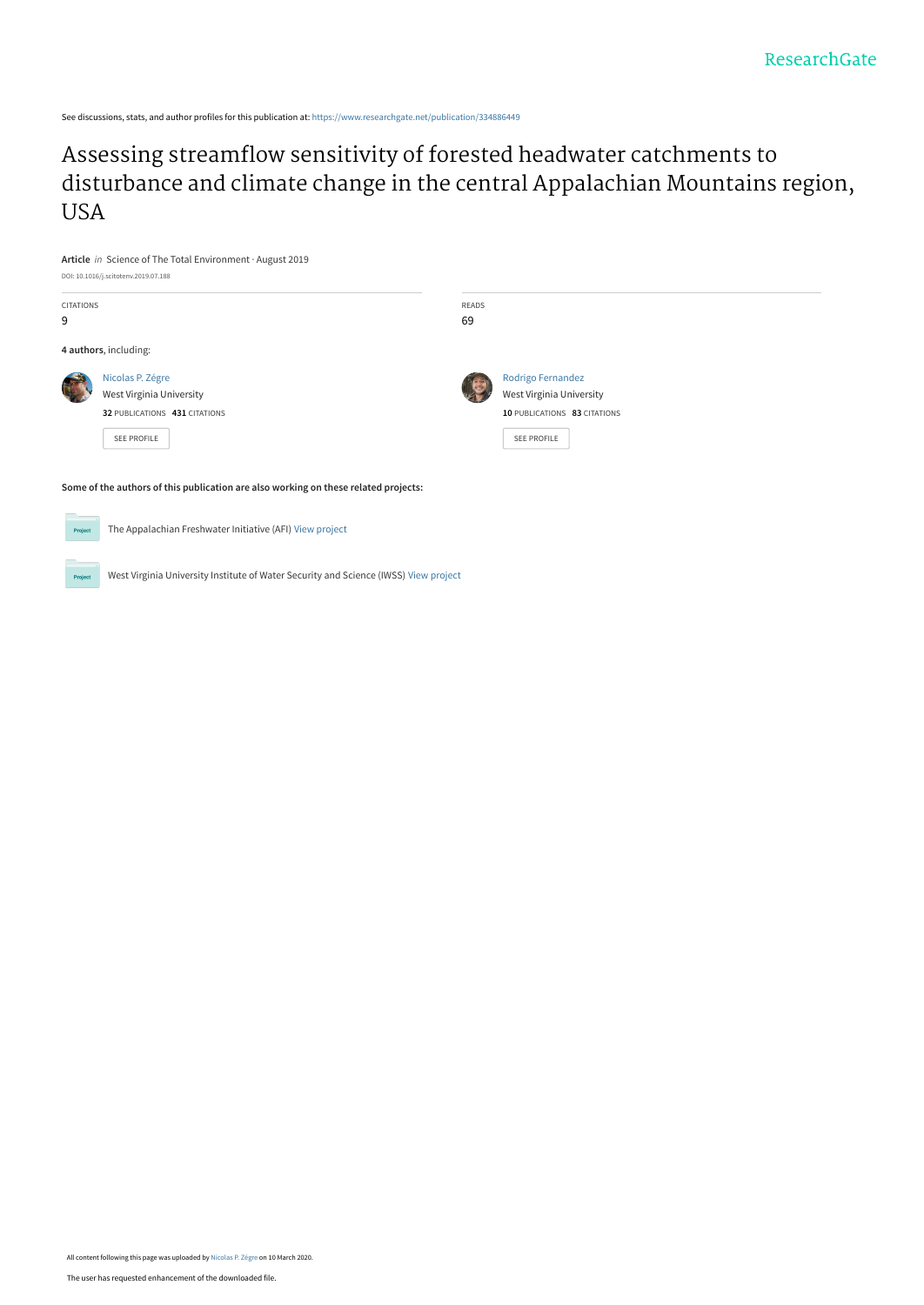ResearchGate

See discussions, stats, and author profiles for this publication at: https://www.researchgate.net/publication/334886449

# Assessing streamflow sensitivity of forested headwater catchments to disturbance and climate change in the central Appalachian Mountains region, USA

**Article** *in* Science of The Total Environment · August 2019

DOI: 10.1016/j.scitotenv.2019.07.188

CITATIONS
9

READS
69

**4 authors**, including:

Nicolas P. Zégre
West Virginia University
**32** PUBLICATIONS **431** CITATIONS
SEE PROFILE

Rodrigo Fernandez
West Virginia University
**10** PUBLICATIONS **83** CITATIONS
SEE PROFILE

**Some of the authors of this publication are also working on these related projects:**

The Appalachian Freshwater Initiative (AFI) View project

West Virginia University Institute of Water Security and Science (IWSS) View project

All content following this page was uploaded by Nicolas P. Zégre on 10 March 2020.

The user has requested enhancement of the downloaded file.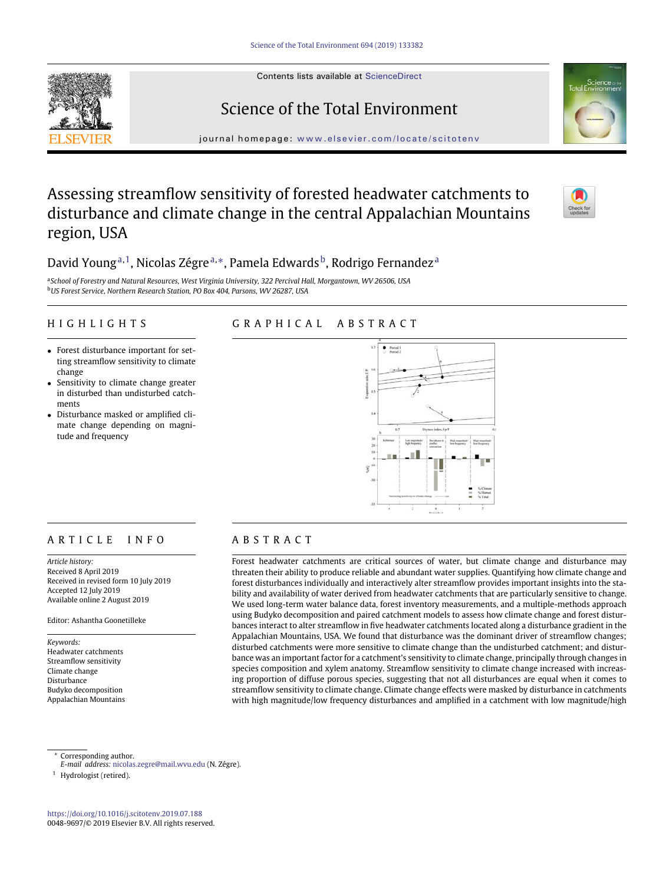# Assessing streamflow sensitivity of forested headwater catchments to disturbance and climate change in the central Appalachian Mountains region, USA

David Young [a,1], Nicolas Zégre [a,*], Pamela Edwards [b], Rodrigo Fernandez [a]

[a] School of Forestry and Natural Resources, West Virginia University, 322 Percival Hall, Morgantown, WV 26506, USA
[b] US Forest Service, Northern Research Station, PO Box 404, Parsons, WV 26287, USA

## HIGHLIGHTS

- Forest disturbance important for setting streamflow sensitivity to climate change
- Sensitivity to climate change greater in disturbed than undisturbed catchments
- Disturbance masked or amplified climate change depending on magnitude and frequency

## GRAPHICAL ABSTRACT

## ARTICLE INFO

*Article history:*
Received 8 April 2019
Received in revised form 10 July 2019
Accepted 12 July 2019
Available online 2 August 2019

Editor: Ashantha Goonetilleke

*Keywords:*
Headwater catchments
Streamflow sensitivity
Climate change
Disturbance
Budyko decomposition
Appalachian Mountains

## ABSTRACT

Forest headwater catchments are critical sources of water, but climate change and disturbance may threaten their ability to produce reliable and abundant water supplies. Quantifying how climate change and forest disturbances individually and interactively alter streamflow provides important insights into the stability and availability of water derived from headwater catchments that are particularly sensitive to change. We used long-term water balance data, forest inventory measurements, and a multiple-methods approach using Budyko decomposition and paired catchment models to assess how climate change and forest disturbances interact to alter streamflow in five headwater catchments located along a disturbance gradient in the Appalachian Mountains, USA. We found that disturbance was the dominant driver of streamflow changes; disturbed catchments were more sensitive to climate change than the undisturbed catchment; and disturbance was an important factor for a catchment's sensitivity to climate change, principally through changes in species composition and xylem anatomy. Streamflow sensitivity to climate change increased with increasing proportion of diffuse porous species, suggesting that not all disturbances are equal when it comes to streamflow sensitivity to climate change. Climate change effects were masked by disturbance in catchments with high magnitude/low frequency disturbances and amplified in a catchment with low magnitude/high

---

\* Corresponding author.
*E-mail address:* nicolas.zegre@mail.wvu.edu (N. Zégre).
[1] Hydrologist (retired).

https://doi.org/10.1016/j.scitotenv.2019.07.188
0048-9697/© 2019 Elsevier B.V. All rights reserved.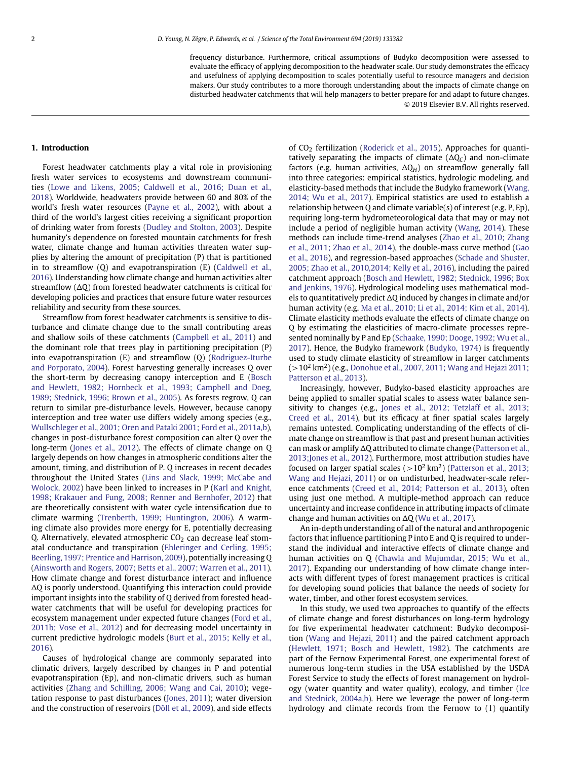frequency disturbance. Furthermore, critical assumptions of Budyko decomposition were assessed to evaluate the efficacy of applying decomposition to the headwater scale. Our study demonstrates the efficacy and usefulness of applying decomposition to scales potentially useful to resource managers and decision makers. Our study contributes to a more thorough understanding about the impacts of climate change on disturbed headwater catchments that will help managers to better prepare for and adapt to future changes.

© 2019 Elsevier B.V. All rights reserved.

## 1. Introduction

Forest headwater catchments play a vital role in provisioning fresh water services to ecosystems and downstream communities (Lowe and Likens, 2005; Caldwell et al., 2016; Duan et al., 2018). Worldwide, headwaters provide between 60 and 80% of the world's fresh water resources (Payne et al., 2002), with about a third of the world's largest cities receiving a significant proportion of drinking water from forests (Dudley and Stolton, 2003). Despite humanity's dependence on forested mountain catchments for fresh water, climate change and human activities threaten water supplies by altering the amount of precipitation (P) that is partitioned in to streamflow (Q) and evapotranspiration (E) (Caldwell et al., 2016). Understanding how climate change and human activities alter streamflow (ΔQ) from forested headwater catchments is critical for developing policies and practices that ensure future water resources reliability and security from these sources.

Streamflow from forest headwater catchments is sensitive to disturbance and climate change due to the small contributing areas and shallow soils of these catchments (Campbell et al., 2011) and the dominant role that trees play in partitioning precipitation (P) into evapotranspiration (E) and streamflow (Q) (Rodriguez-Iturbe and Porporato, 2004). Forest harvesting generally increases Q over the short-term by decreasing canopy interception and E (Bosch and Hewlett, 1982; Hornbeck et al., 1993; Campbell and Doeg, 1989; Stednick, 1996; Brown et al., 2005). As forests regrow, Q can return to similar pre-disturbance levels. However, because canopy interception and tree water use differs widely among species (e.g., Wullschleger et al., 2001; Oren and Pataki 2001; Ford et al., 2011a,b), changes in post-disturbance forest composition can alter Q over the long-term (Jones et al., 2012). The effects of climate change on Q largely depends on how changes in atmospheric conditions alter the amount, timing, and distribution of P. Q increases in recent decades throughout the United States (Lins and Slack, 1999; McCabe and Wolock, 2002) have been linked to increases in P (Karl and Knight, 1998; Krakauer and Fung, 2008; Renner and Bernhofer, 2012) that are theoretically consistent with water cycle intensification due to climate warming (Trenberth, 1999; Huntington, 2006). A warming climate also provides more energy for E, potentially decreasing Q. Alternatively, elevated atmospheric $CO_2$ can decrease leaf stomatal conductance and transpiration (Ehleringer and Cerling, 1995; Beerling, 1997; Prentice and Harrison, 2009), potentially increasing Q (Ainsworth and Rogers, 2007; Betts et al., 2007; Warren et al., 2011). How climate change and forest disturbance interact and influence ΔQ is poorly understood. Quantifying this interaction could provide important insights into the stability of Q derived from forested headwater catchments that will be useful for developing practices for ecosystem management under expected future changes (Ford et al., 2011b; Vose et al., 2012) and for decreasing model uncertainty in current predictive hydrologic models (Burt et al., 2015; Kelly et al., 2016).

Causes of hydrological change are commonly separated into climatic drivers, largely described by changes in P and potential evapotranspiration (Ep), and non-climatic drivers, such as human activities (Zhang and Schilling, 2006; Wang and Cai, 2010); vegetation response to past disturbances (Jones, 2011); water diversion and the construction of reservoirs (Döll et al., 2009), and side effects of $CO_2$ fertilization (Roderick et al., 2015). Approaches for quantitatively separating the impacts of climate ($\Delta Q_C$) and non-climate factors (e.g. human activities, $\Delta Q_H$) on streamflow generally fall into three categories: empirical statistics, hydrologic modeling, and elasticity-based methods that include the Budyko framework (Wang, 2014; Wu et al., 2017). Empirical statistics are used to establish a relationship between Q and climate variable(s) of interest (e.g. P, Ep), requiring long-term hydrometeorological data that may or may not include a period of negligible human activity (Wang, 2014). These methods can include time-trend analyses (Zhao et al., 2010; Zhang et al., 2011; Zhao et al., 2014), the double-mass curve method (Gao et al., 2016), and regression-based approaches (Schade and Shuster, 2005; Zhao et al., 2010,2014; Kelly et al., 2016), including the paired catchment approach (Bosch and Hewlett, 1982; Stednick, 1996; Box and Jenkins, 1976). Hydrological modeling uses mathematical models to quantitatively predict ΔQ induced by changes in climate and/or human activity (e.g. Ma et al., 2010; Li et al., 2014; Kim et al., 2014). Climate elasticity methods evaluate the effects of climate change on Q by estimating the elasticities of macro-climate processes represented nominally by P and Ep (Schaake, 1990; Dooge, 1992; Wu et al., 2017). Hence, the Budyko framework (Budyko, 1974) is frequently used to study climate elasticity of streamflow in larger catchments ($>10^2$ km$^2$) (e.g., Donohue et al., 2007, 2011; Wang and Hejazi 2011; Patterson et al., 2013).

Increasingly, however, Budyko-based elasticity approaches are being applied to smaller spatial scales to assess water balance sensitivity to changes (e.g., Jones et al., 2012; Tetzlaff et al., 2013; Creed et al., 2014), but its efficacy at finer spatial scales largely remains untested. Complicating understanding of the effects of climate change on streamflow is that past and present human activities can mask or amplify ΔQ attributed to climate change (Patterson et al., 2013;Jones et al., 2012). Furthermore, most attribution studies have focused on larger spatial scales ($>10^2$ km$^2$) (Patterson et al., 2013; Wang and Hejazi, 2011) or on undisturbed, headwater-scale reference catchments (Creed et al., 2014; Patterson et al., 2013), often using just one method. A multiple-method approach can reduce uncertainty and increase confidence in attributing impacts of climate change and human activities on ΔQ (Wu et al., 2017).

An in-depth understanding of all of the natural and anthropogenic factors that influence partitioning P into E and Q is required to understand the individual and interactive effects of climate change and human activities on Q (Chawla and Mujumdar, 2015; Wu et al., 2017). Expanding our understanding of how climate change interacts with different types of forest management practices is critical for developing sound policies that balance the needs of society for water, timber, and other forest ecosystem services.

In this study, we used two approaches to quantify of the effects of climate change and forest disturbances on long-term hydrology for five experimental headwater catchment: Budyko decomposition (Wang and Hejazi, 2011) and the paired catchment approach (Hewlett, 1971; Bosch and Hewlett, 1982). The catchments are part of the Fernow Experimental Forest, one experimental forest of numerous long-term studies in the USA established by the USDA Forest Service to study the effects of forest management on hydrology (water quantity and water quality), ecology, and timber (Ice and Stednick, 2004a,b). Here we leverage the power of long-term hydrology and climate records from the Fernow to (1) quantify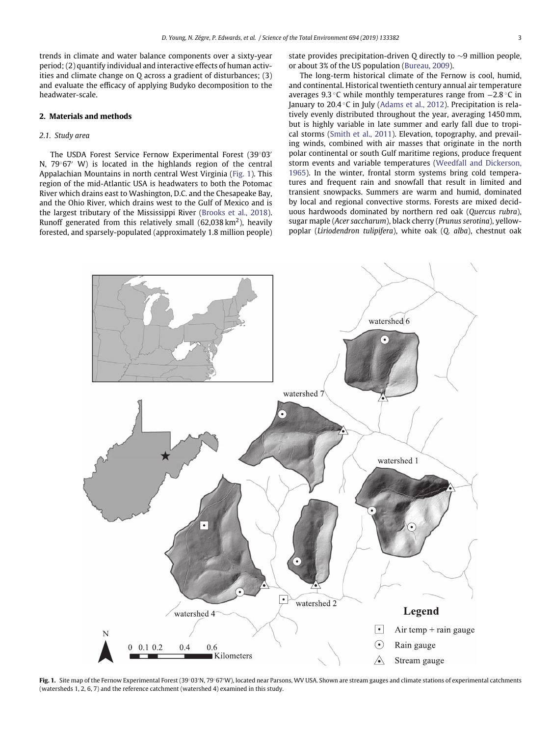trends in climate and water balance components over a sixty-year period; (2) quantify individual and interactive effects of human activities and climate change on Q across a gradient of disturbances; (3) and evaluate the efficacy of applying Budyko decomposition to the headwater-scale.

## 2. Materials and methods

### 2.1. Study area

The USDA Forest Service Fernow Experimental Forest (39°03′ N, 79°67′ W) is located in the highlands region of the central Appalachian Mountains in north central West Virginia (Fig. 1). This region of the mid-Atlantic USA is headwaters to both the Potomac River which drains east to Washington, D.C. and the Chesapeake Bay, and the Ohio River, which drains west to the Gulf of Mexico and is the largest tributary of the Mississippi River (Brooks et al., 2018). Runoff generated from this relatively small (62,038 $km^2$), heavily forested, and sparsely-populated (approximately 1.8 million people) state provides precipitation-driven Q directly to ~9 million people, or about 3% of the US population (Bureau, 2009).

The long-term historical climate of the Fernow is cool, humid, and continental. Historical twentieth century annual air temperature averages 9.3 °C while monthly temperatures range from −2.8 °C in January to 20.4 °C in July (Adams et al., 2012). Precipitation is relatively evenly distributed throughout the year, averaging 1450 mm, but is highly variable in late summer and early fall due to tropical storms (Smith et al., 2011). Elevation, topography, and prevailing winds, combined with air masses that originate in the north polar continental or south Gulf maritime regions, produce frequent storm events and variable temperatures (Weedfall and Dickerson, 1965). In the winter, frontal storm systems bring cold temperatures and frequent rain and snowfall that result in limited and transient snowpacks. Summers are warm and humid, dominated by local and regional convective storms. Forests are mixed deciduous hardwoods dominated by northern red oak (*Quercus rubra*), sugar maple (*Acer saccharum*), black cherry (*Prunus serotina*), yellow-poplar (*Liriodendron tulipifera*), white oak (*Q. alba*), chestnut oak

**Fig. 1.** Site map of the Fernow Experimental Forest (39°03′N, 79°67′W), located near Parsons, WV USA. Shown are stream gauges and climate stations of experimental catchments (watersheds 1, 2, 6, 7) and the reference catchment (watershed 4) examined in this study.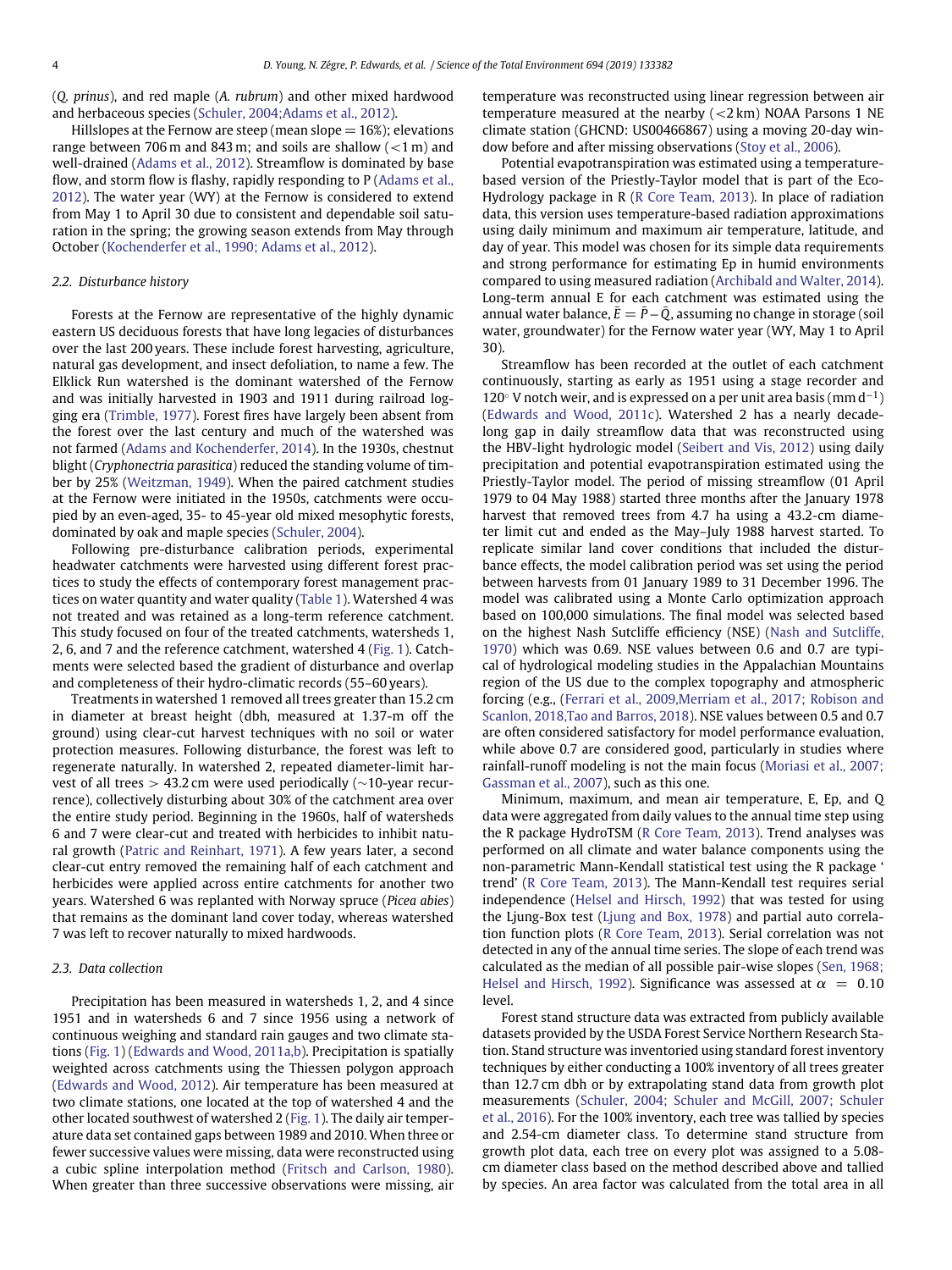(*Q. prinus*), and red maple (*A. rubrum*) and other mixed hardwood and herbaceous species (Schuler, 2004;Adams et al., 2012).

Hillslopes at the Fernow are steep (mean slope = 16%); elevations range between 706 m and 843 m; and soils are shallow (<1 m) and well-drained (Adams et al., 2012). Streamflow is dominated by base flow, and storm flow is flashy, rapidly responding to P (Adams et al., 2012). The water year (WY) at the Fernow is considered to extend from May 1 to April 30 due to consistent and dependable soil saturation in the spring; the growing season extends from May through October (Kochenderfer et al., 1990; Adams et al., 2012).

### 2.2. Disturbance history

Forests at the Fernow are representative of the highly dynamic eastern US deciduous forests that have long legacies of disturbances over the last 200 years. These include forest harvesting, agriculture, natural gas development, and insect defoliation, to name a few. The Elklick Run watershed is the dominant watershed of the Fernow and was initially harvested in 1903 and 1911 during railroad logging era (Trimble, 1977). Forest fires have largely been absent from the forest over the last century and much of the watershed was not farmed (Adams and Kochenderfer, 2014). In the 1930s, chestnut blight (*Cryphonectria parasitica*) reduced the standing volume of timber by 25% (Weitzman, 1949). When the paired catchment studies at the Fernow were initiated in the 1950s, catchments were occupied by an even-aged, 35- to 45-year old mixed mesophytic forests, dominated by oak and maple species (Schuler, 2004).

Following pre-disturbance calibration periods, experimental headwater catchments were harvested using different forest practices to study the effects of contemporary forest management practices on water quantity and water quality (Table 1). Watershed 4 was not treated and was retained as a long-term reference catchment. This study focused on four of the treated catchments, watersheds 1, 2, 6, and 7 and the reference catchment, watershed 4 (Fig. 1). Catchments were selected based the gradient of disturbance and overlap and completeness of their hydro-climatic records (55–60 years).

Treatments in watershed 1 removed all trees greater than 15.2 cm in diameter at breast height (dbh, measured at 1.37-m off the ground) using clear-cut harvest techniques with no soil or water protection measures. Following disturbance, the forest was left to regenerate naturally. In watershed 2, repeated diameter-limit harvest of all trees > 43.2 cm were used periodically (~10-year recurrence), collectively disturbing about 30% of the catchment area over the entire study period. Beginning in the 1960s, half of watersheds 6 and 7 were clear-cut and treated with herbicides to inhibit natural growth (Patric and Reinhart, 1971). A few years later, a second clear-cut entry removed the remaining half of each catchment and herbicides were applied across entire catchments for another two years. Watershed 6 was replanted with Norway spruce (*Picea abies*) that remains as the dominant land cover today, whereas watershed 7 was left to recover naturally to mixed hardwoods.

### 2.3. Data collection

Precipitation has been measured in watersheds 1, 2, and 4 since 1951 and in watersheds 6 and 7 since 1956 using a network of continuous weighing and standard rain gauges and two climate stations (Fig. 1) (Edwards and Wood, 2011a,b). Precipitation is spatially weighted across catchments using the Thiessen polygon approach (Edwards and Wood, 2012). Air temperature has been measured at two climate stations, one located at the top of watershed 4 and the other located southwest of watershed 2 (Fig. 1). The daily air temperature data set contained gaps between 1989 and 2010. When three or fewer successive values were missing, data were reconstructed using a cubic spline interpolation method (Fritsch and Carlson, 1980). When greater than three successive observations were missing, air temperature was reconstructed using linear regression between air temperature measured at the nearby (<2 km) NOAA Parsons 1 NE climate station (GHCND: US00466867) using a moving 20-day window before and after missing observations (Stoy et al., 2006).

Potential evapotranspiration was estimated using a temperature-based version of the Priestly-Taylor model that is part of the Eco-Hydrology package in R (R Core Team, 2013). In place of radiation data, this version uses temperature-based radiation approximations using daily minimum and maximum air temperature, latitude, and day of year. This model was chosen for its simple data requirements and strong performance for estimating Ep in humid environments compared to using measured radiation (Archibald and Walter, 2014). Long-term annual E for each catchment was estimated using the annual water balance, $\bar{E} = \bar{P} - \bar{Q}$, assuming no change in storage (soil water, groundwater) for the Fernow water year (WY, May 1 to April 30).

Streamflow has been recorded at the outlet of each catchment continuously, starting as early as 1951 using a stage recorder and 120° V notch weir, and is expressed on a per unit area basis (mm d$^{-1}$) (Edwards and Wood, 2011c). Watershed 2 has a nearly decade-long gap in daily streamflow data that was reconstructed using the HBV-light hydrologic model (Seibert and Vis, 2012) using daily precipitation and potential evapotranspiration estimated using the Priestly-Taylor model. The period of missing streamflow (01 April 1979 to 04 May 1988) started three months after the January 1978 harvest that removed trees from 4.7 ha using a 43.2-cm diameter limit cut and ended as the May–July 1988 harvest started. To replicate similar land cover conditions that included the disturbance effects, the model calibration period was set using the period between harvests from 01 January 1989 to 31 December 1996. The model was calibrated using a Monte Carlo optimization approach based on 100,000 simulations. The final model was selected based on the highest Nash Sutcliffe efficiency (NSE) (Nash and Sutcliffe, 1970) which was 0.69. NSE values between 0.6 and 0.7 are typical of hydrological modeling studies in the Appalachian Mountains region of the US due to the complex topography and atmospheric forcing (e.g., (Ferrari et al., 2009,Merriam et al., 2017; Robison and Scanlon, 2018,Tao and Barros, 2018). NSE values between 0.5 and 0.7 are often considered satisfactory for model performance evaluation, while above 0.7 are considered good, particularly in studies where rainfall-runoff modeling is not the main focus (Moriasi et al., 2007; Gassman et al., 2007), such as this one.

Minimum, maximum, and mean air temperature, E, Ep, and Q data were aggregated from daily values to the annual time step using the R package HydroTSM (R Core Team, 2013). Trend analyses was performed on all climate and water balance components using the non-parametric Mann-Kendall statistical test using the R package ' trend' (R Core Team, 2013). The Mann-Kendall test requires serial independence (Helsel and Hirsch, 1992) that was tested for using the Ljung-Box test (Ljung and Box, 1978) and partial auto correlation function plots (R Core Team, 2013). Serial correlation was not detected in any of the annual time series. The slope of each trend was calculated as the median of all possible pair-wise slopes (Sen, 1968; Helsel and Hirsch, 1992). Significance was assessed at $\alpha = 0.10$ level.

Forest stand structure data was extracted from publicly available datasets provided by the USDA Forest Service Northern Research Station. Stand structure was inventoried using standard forest inventory techniques by either conducting a 100% inventory of all trees greater than 12.7 cm dbh or by extrapolating stand data from growth plot measurements (Schuler, 2004; Schuler and McGill, 2007; Schuler et al., 2016). For the 100% inventory, each tree was tallied by species and 2.54-cm diameter class. To determine stand structure from growth plot data, each tree on every plot was assigned to a 5.08-cm diameter class based on the method described above and tallied by species. An area factor was calculated from the total area in all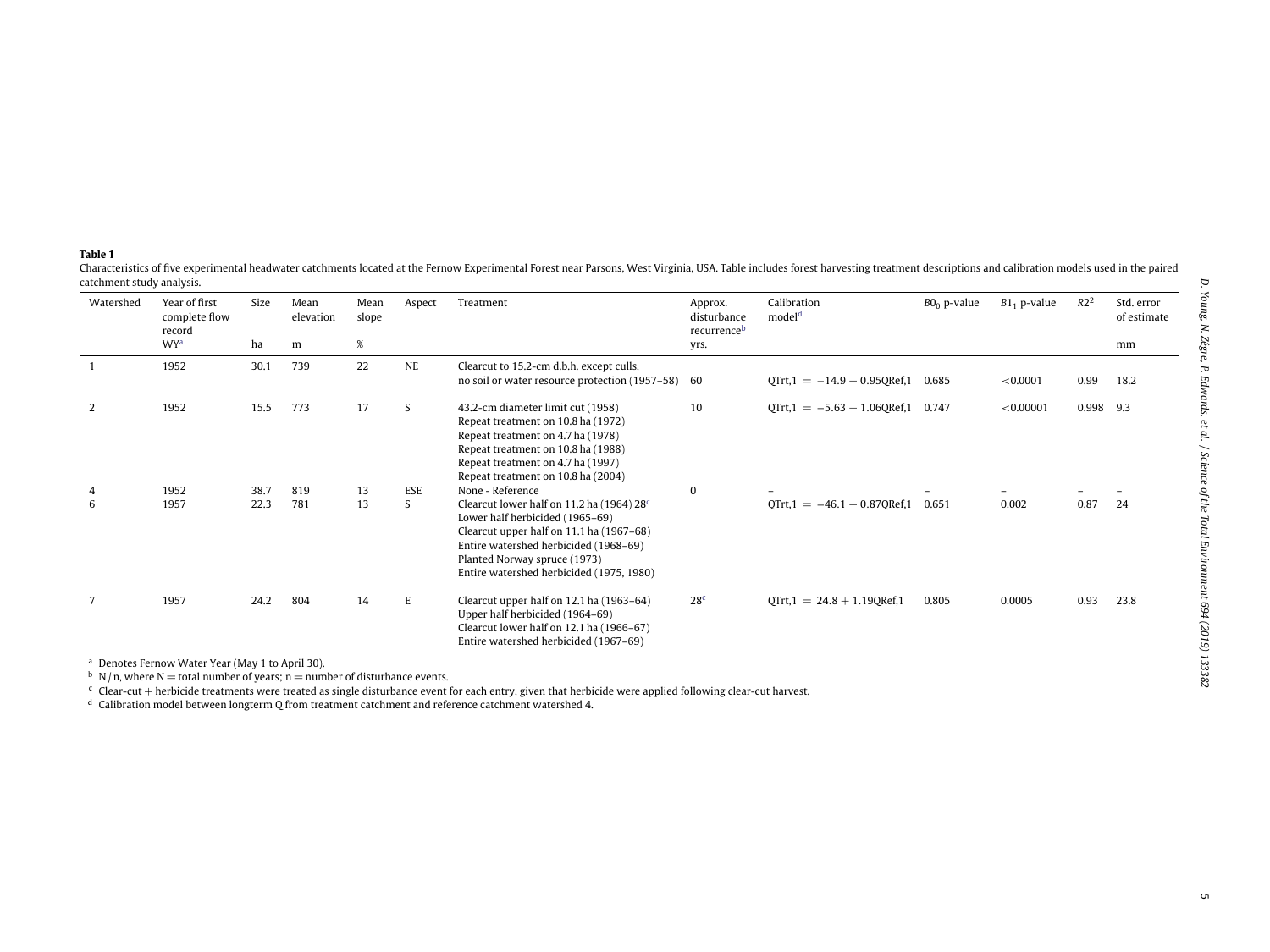**Table 1**

Characteristics of five experimental headwater catchments located at the Fernow Experimental Forest near Parsons, West Virginia, USA. Table includes forest harvesting treatment descriptions and calibration models used in the paired catchment study analysis.

| Watershed | Year of first complete flow record | Size | Mean elevation | Mean slope | Aspect | Treatment | Approx. disturbance recurrence[b] | Calibration model[d] | $B0_0$ p-value | $B1_1$ p-value | $R2^2$ | Std. error of estimate |
|---|---|---|---|---|---|---|---|---|---|---|---|---|
| | WY[a] | ha | m | % | | | yrs. | | | | | mm |
| 1 | 1952 | 30.1 | 739 | 22 | NE | Clearcut to 15.2-cm d.b.h. except culls, no soil or water resource protection (1957–58) | 60 | $QTrt,1 = -14.9 + 0.95QRef,1$ | 0.685 | <0.0001 | 0.99 | 18.2 |
| 2 | 1952 | 15.5 | 773 | 17 | S | 43.2-cm diameter limit cut (1958)<br>Repeat treatment on 10.8 ha (1972)<br>Repeat treatment on 4.7 ha (1978)<br>Repeat treatment on 10.8 ha (1988)<br>Repeat treatment on 4.7 ha (1997)<br>Repeat treatment on 10.8 ha (2004) | 10 | $QTrt,1 = -5.63 + 1.06QRef,1$ | 0.747 | <0.00001 | 0.998 | 9.3 |
| 4 | 1952 | 38.7 | 819 | 13 | ESE | None - Reference | 0 | – | – | – | – | – |
| 6 | 1957 | 22.3 | 781 | 13 | S | Clearcut lower half on 11.2 ha (1964) 28[c]<br>Lower half herbicided (1965–69)<br>Clearcut upper half on 11.1 ha (1967–68)<br>Entire watershed herbicided (1968–69)<br>Planted Norway spruce (1973)<br>Entire watershed herbicided (1975, 1980) | | $QTrt,1 = -46.1 + 0.87QRef,1$ | 0.651 | 0.002 | 0.87 | 24 |
| 7 | 1957 | 24.2 | 804 | 14 | E | Clearcut upper half on 12.1 ha (1963–64)<br>Upper half herbicided (1964–69)<br>Clearcut lower half on 12.1 ha (1966–67)<br>Entire watershed herbicided (1967–69) | 28[c] | $QTrt,1 = 24.8 + 1.19QRef,1$ | 0.805 | 0.0005 | 0.93 | 23.8 |

[a] Denotes Fernow Water Year (May 1 to April 30).

[b] N / n, where N = total number of years; n = number of disturbance events.

[c] Clear-cut + herbicide treatments were treated as single disturbance event for each entry, given that herbicide were applied following clear-cut harvest.

[d] Calibration model between longterm Q from treatment catchment and reference catchment watershed 4.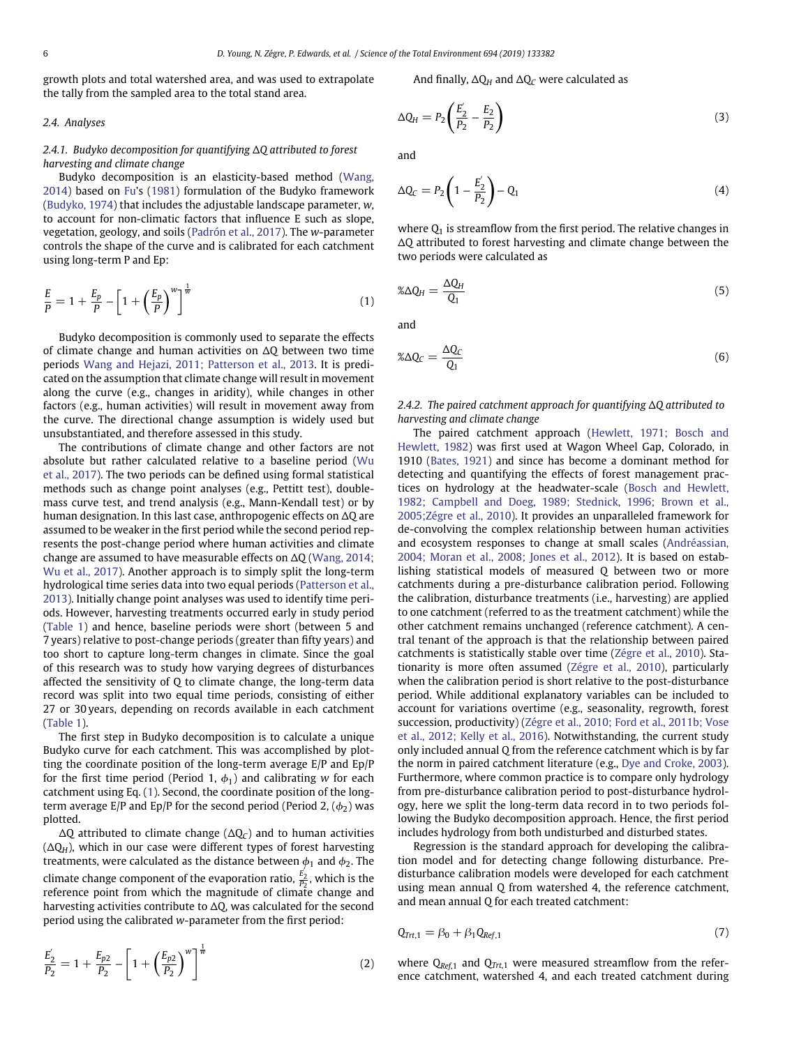growth plots and total watershed area, and was used to extrapolate the tally from the sampled area to the total stand area.

### 2.4. Analyses

#### 2.4.1. Budyko decomposition for quantifying ΔQ attributed to forest harvesting and climate change

Budyko decomposition is an elasticity-based method (Wang, 2014) based on Fu's (1981) formulation of the Budyko framework (Budyko, 1974) that includes the adjustable landscape parameter, $w$, to account for non-climatic factors that influence E such as slope, vegetation, geology, and soils (Padrón et al., 2017). The $w$-parameter controls the shape of the curve and is calibrated for each catchment using long-term P and Ep:

$$\frac{E}{P} = 1 + \frac{E_p}{P} - \left[1 + \left(\frac{E_p}{P}\right)^{w}\right]^{\frac{1}{w}} \tag{1}$$

Budyko decomposition is commonly used to separate the effects of climate change and human activities on ΔQ between two time periods Wang and Hejazi, 2011; Patterson et al., 2013. It is predicated on the assumption that climate change will result in movement along the curve (e.g., changes in aridity), while changes in other factors (e.g., human activities) will result in movement away from the curve. The directional change assumption is widely used but unsubstantiated, and therefore assessed in this study.

The contributions of climate change and other factors are not absolute but rather calculated relative to a baseline period (Wu et al., 2017). The two periods can be defined using formal statistical methods such as change point analyses (e.g., Pettitt test), double-mass curve test, and trend analysis (e.g., Mann-Kendall test) or by human designation. In this last case, anthropogenic effects on ΔQ are assumed to be weaker in the first period while the second period represents the post-change period where human activities and climate change are assumed to have measurable effects on ΔQ (Wang, 2014; Wu et al., 2017). Another approach is to simply split the long-term hydrological time series data into two equal periods (Patterson et al., 2013). Initially change point analyses was used to identify time periods. However, harvesting treatments occurred early in study period (Table 1) and hence, baseline periods were short (between 5 and 7 years) relative to post-change periods (greater than fifty years) and too short to capture long-term changes in climate. Since the goal of this research was to study how varying degrees of disturbances affected the sensitivity of Q to climate change, the long-term data record was split into two equal time periods, consisting of either 27 or 30 years, depending on records available in each catchment (Table 1).

The first step in Budyko decomposition is to calculate a unique Budyko curve for each catchment. This was accomplished by plotting the coordinate position of the long-term average E/P and Ep/P for the first time period (Period 1, $\phi_1$) and calibrating $w$ for each catchment using Eq. (1). Second, the coordinate position of the long-term average E/P and Ep/P for the second period (Period 2, ($\phi_2$) was plotted.

ΔQ attributed to climate change ($\Delta Q_C$) and to human activities ($\Delta Q_H$), which in our case were different types of forest harvesting treatments, were calculated as the distance between $\phi_1$ and $\phi_2$. The climate change component of the evaporation ratio, $\frac{E_2^{'}}{P_2}$, which is the reference point from which the magnitude of climate change and harvesting activities contribute to ΔQ, was calculated for the second period using the calibrated $w$-parameter from the first period:

$$\frac{E_2^{'}}{P_2} = 1 + \frac{E_{p2}}{P_2} - \left[1 + \left(\frac{E_{p2}}{P_2}\right)^{w}\right]^{\frac{1}{w}} \tag{2}$$

And finally, $\Delta Q_H$ and $\Delta Q_C$ were calculated as

$$\Delta Q_H = P_2\left(\frac{E_2^{'}}{P_2} - \frac{E_2}{P_2}\right) \tag{3}$$

and

$$\Delta Q_C = P_2\left(1 - \frac{E_2^{'}}{P_2}\right) - Q_1 \tag{4}$$

where $Q_1$ is streamflow from the first period. The relative changes in ΔQ attributed to forest harvesting and climate change between the two periods were calculated as

$$\%\Delta Q_H = \frac{\Delta Q_H}{Q_1} \tag{5}$$

and

$$\%\Delta Q_C = \frac{\Delta Q_C}{Q_1} \tag{6}$$

#### 2.4.2. The paired catchment approach for quantifying ΔQ attributed to harvesting and climate change

The paired catchment approach (Hewlett, 1971; Bosch and Hewlett, 1982) was first used at Wagon Wheel Gap, Colorado, in 1910 (Bates, 1921) and since has become a dominant method for detecting and quantifying the effects of forest management practices on hydrology at the headwater-scale (Bosch and Hewlett, 1982; Campbell and Doeg, 1989; Stednick, 1996; Brown et al., 2005;Zégre et al., 2010). It provides an unparalleled framework for de-convolving the complex relationship between human activities and ecosystem responses to change at small scales (Andréassian, 2004; Moran et al., 2008; Jones et al., 2012). It is based on establishing statistical models of measured Q between two or more catchments during a pre-disturbance calibration period. Following the calibration, disturbance treatments (i.e., harvesting) are applied to one catchment (referred to as the treatment catchment) while the other catchment remains unchanged (reference catchment). A central tenant of the approach is that the relationship between paired catchments is statistically stable over time (Zégre et al., 2010). Stationarity is more often assumed (Zégre et al., 2010), particularly when the calibration period is short relative to the post-disturbance period. While additional explanatory variables can be included to account for variations overtime (e.g., seasonality, regrowth, forest succession, productivity) (Zégre et al., 2010; Ford et al., 2011b; Vose et al., 2012; Kelly et al., 2016). Notwithstanding, the current study only included annual Q from the reference catchment which is by far the norm in paired catchment literature (e.g., Dye and Croke, 2003). Furthermore, where common practice is to compare only hydrology from pre-disturbance calibration period to post-disturbance hydrology, here we split the long-term data record in to two periods following the Budyko decomposition approach. Hence, the first period includes hydrology from both undisturbed and disturbed states.

Regression is the standard approach for developing the calibration model and for detecting change following disturbance. Pre-disturbance calibration models were developed for each catchment using mean annual Q from watershed 4, the reference catchment, and mean annual Q for each treated catchment:

$$Q_{Trt,1} = \beta_0 + \beta_1 Q_{Ref,1} \tag{7}$$

where $Q_{Ref,1}$ and $Q_{Trt,1}$ were measured streamflow from the reference catchment, watershed 4, and each treated catchment during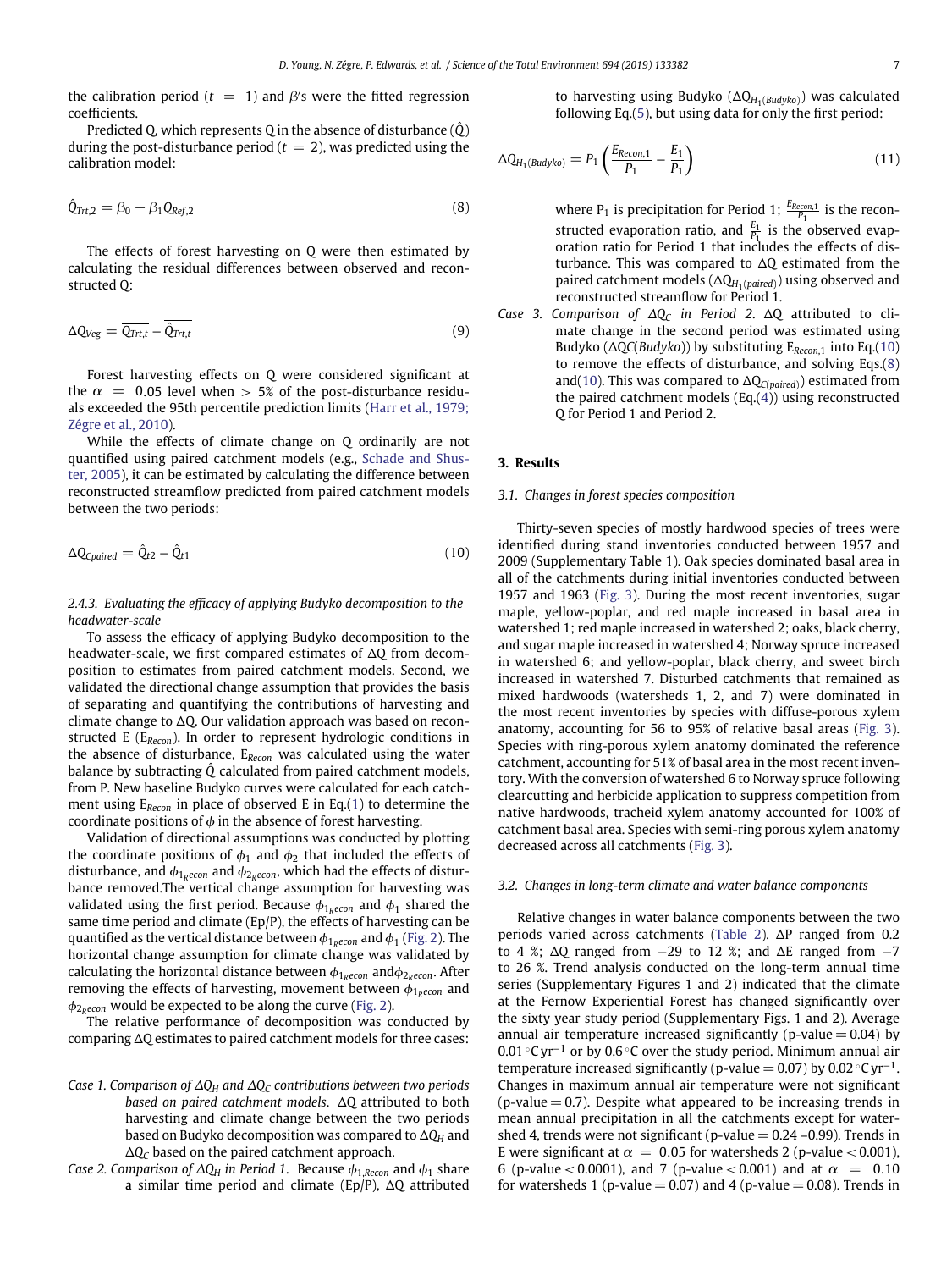the calibration period ($t = 1$) and $\beta$'s were the fitted regression coefficients.

Predicted Q, which represents Q in the absence of disturbance ($\hat{Q}$) during the post-disturbance period ($t = 2$), was predicted using the calibration model:

$$\hat{Q}_{Trt,2} = \beta_0 + \beta_1 Q_{Ref,2} \tag{8}$$

The effects of forest harvesting on Q were then estimated by calculating the residual differences between observed and reconstructed Q:

$$\Delta Q_{Veg} = \overline{Q_{Trt,t}} - \overline{\hat{Q}_{Trt,t}} \tag{9}$$

Forest harvesting effects on Q were considered significant at the $\alpha = 0.05$ level when > 5% of the post-disturbance residuals exceeded the 95th percentile prediction limits (Harr et al., 1979; Zégre et al., 2010).

While the effects of climate change on Q ordinarily are not quantified using paired catchment models (e.g., Schade and Shuster, 2005), it can be estimated by calculating the difference between reconstructed streamflow predicted from paired catchment models between the two periods:

$$\Delta Q_{Cpaired} = \hat{Q}_{t2} - \hat{Q}_{t1} \tag{10}$$

*2.4.3. Evaluating the efficacy of applying Budyko decomposition to the headwater-scale*

To assess the efficacy of applying Budyko decomposition to the headwater-scale, we first compared estimates of ΔQ from decomposition to estimates from paired catchment models. Second, we validated the directional change assumption that provides the basis of separating and quantifying the contributions of harvesting and climate change to ΔQ. Our validation approach was based on reconstructed E ($E_{Recon}$). In order to represent hydrologic conditions in the absence of disturbance, $E_{Recon}$ was calculated using the water balance by subtracting $\hat{Q}$ calculated from paired catchment models, from P. New baseline Budyko curves were calculated for each catchment using $E_{Recon}$ in place of observed E in Eq.(1) to determine the coordinate positions of $\phi$ in the absence of forest harvesting.

Validation of directional assumptions was conducted by plotting the coordinate positions of $\phi_1$ and $\phi_2$ that included the effects of disturbance, and $\phi_{1_{Recon}}$ and $\phi_{2_{Recon}}$, which had the effects of disturbance removed.The vertical change assumption for harvesting was validated using the first period. Because $\phi_{1_{Recon}}$ and $\phi_1$ shared the same time period and climate (Ep/P), the effects of harvesting can be quantified as the vertical distance between $\phi_{1_{Recon}}$ and $\phi_1$ (Fig. 2). The horizontal change assumption for climate change was validated by calculating the horizontal distance between $\phi_{1_{Recon}}$ and $\phi_{2_{Recon}}$. After removing the effects of harvesting, movement between $\phi_{1_{Recon}}$ and $\phi_{2_{Recon}}$ would be expected to be along the curve (Fig. 2).

The relative performance of decomposition was conducted by comparing ΔQ estimates to paired catchment models for three cases:

*Case 1. Comparison of $\Delta Q_H$ and $\Delta Q_C$ contributions between two periods based on paired catchment models*. ΔQ attributed to both harvesting and climate change between the two periods based on Budyko decomposition was compared to $\Delta Q_H$ and $\Delta Q_C$ based on the paired catchment approach.

*Case 2. Comparison of $\Delta Q_H$ in Period 1*. Because $\phi_{1,Recon}$ and $\phi_1$ share a similar time period and climate (Ep/P), ΔQ attributed to harvesting using Budyko ($\Delta Q_{H_1(Budyko)}$) was calculated following Eq.(5), but using data for only the first period:

$$\Delta Q_{H_1(Budyko)} = P_1 \left( \frac{E_{Recon,1}}{P_1} - \frac{E_1}{P_1} \right) \tag{11}$$

where $P_1$ is precipitation for Period 1; $\frac{E_{Recon,1}}{P_1}$ is the reconstructed evaporation ratio, and $\frac{E_1}{P_1}$ is the observed evaporation ratio for Period 1 that includes the effects of disturbance. This was compared to ΔQ estimated from the paired catchment models ($\Delta Q_{H_1(paired)}$) using observed and reconstructed streamflow for Period 1.

*Case 3. Comparison of $\Delta Q_C$ in Period 2*. ΔQ attributed to climate change in the second period was estimated using Budyko ($\Delta QC(Budyko)$) by substituting $E_{Recon,1}$ into Eq.(10) to remove the effects of disturbance, and solving Eqs.(8) and(10). This was compared to $\Delta Q_{C(paired)}$ estimated from the paired catchment models (Eq.(4)) using reconstructed Q for Period 1 and Period 2.

## 3. Results

### 3.1. Changes in forest species composition

Thirty-seven species of mostly hardwood species of trees were identified during stand inventories conducted between 1957 and 2009 (Supplementary Table 1). Oak species dominated basal area in all of the catchments during initial inventories conducted between 1957 and 1963 (Fig. 3). During the most recent inventories, sugar maple, yellow-poplar, and red maple increased in basal area in watershed 1; red maple increased in watershed 2; oaks, black cherry, and sugar maple increased in watershed 4; Norway spruce increased in watershed 6; and yellow-poplar, black cherry, and sweet birch increased in watershed 7. Disturbed catchments that remained as mixed hardwoods (watersheds 1, 2, and 7) were dominated in the most recent inventories by species with diffuse-porous xylem anatomy, accounting for 56 to 95% of relative basal areas (Fig. 3). Species with ring-porous xylem anatomy dominated the reference catchment, accounting for 51% of basal area in the most recent inventory. With the conversion of watershed 6 to Norway spruce following clearcutting and herbicide application to suppress competition from native hardwoods, tracheid xylem anatomy accounted for 100% of catchment basal area. Species with semi-ring porous xylem anatomy decreased across all catchments (Fig. 3).

### 3.2. Changes in long-term climate and water balance components

Relative changes in water balance components between the two periods varied across catchments (Table 2). ΔP ranged from 0.2 to 4 %; ΔQ ranged from −29 to 12 %; and ΔE ranged from −7 to 26 %. Trend analysis conducted on the long-term annual time series (Supplementary Figures 1 and 2) indicated that the climate at the Fernow Experiential Forest has changed significantly over the sixty year study period (Supplementary Figs. 1 and 2). Average annual air temperature increased significantly (p-value = 0.04) by 0.01 °C yr$^{-1}$ or by 0.6 °C over the study period. Minimum annual air temperature increased significantly (p-value = 0.07) by 0.02 °C yr$^{-1}$. Changes in maximum annual air temperature were not significant (p-value = 0.7). Despite what appeared to be increasing trends in mean annual precipitation in all the catchments except for watershed 4, trends were not significant (p-value = 0.24 –0.99). Trends in E were significant at $\alpha = 0.05$ for watersheds 2 (p-value < 0.001), 6 (p-value < 0.0001), and 7 (p-value < 0.001) and at $\alpha = 0.10$ for watersheds 1 (p-value = 0.07) and 4 (p-value = 0.08). Trends in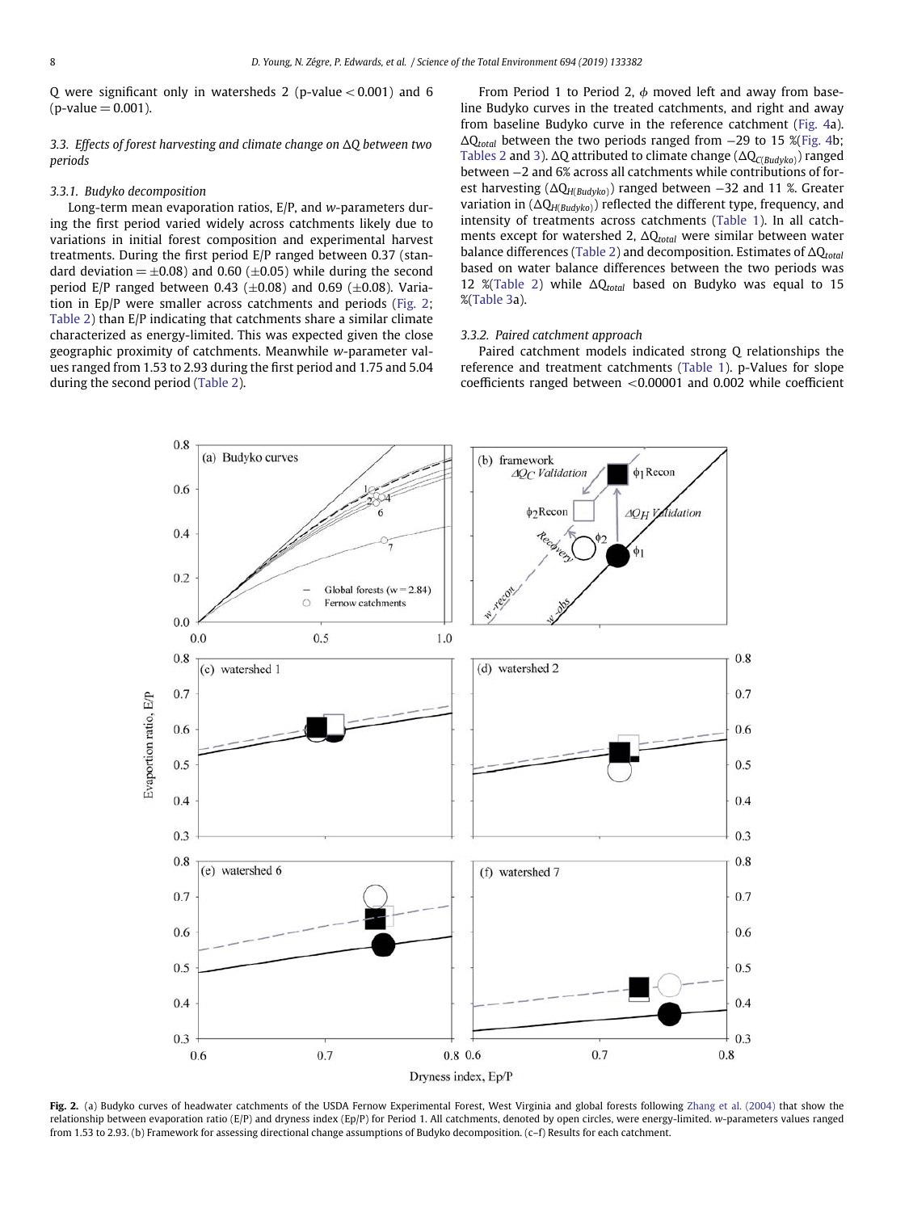Q were significant only in watersheds 2 (p-value < 0.001) and 6 (p-value = 0.001).

### 3.3. Effects of forest harvesting and climate change on ΔQ between two periods

#### 3.3.1. Budyko decomposition

Long-term mean evaporation ratios, E/P, and *w*-parameters during the first period varied widely across catchments likely due to variations in initial forest composition and experimental harvest treatments. During the first period E/P ranged between 0.37 (standard deviation = ±0.08) and 0.60 (±0.05) while during the second period E/P ranged between 0.43 (±0.08) and 0.69 (±0.08). Variation in Ep/P were smaller across catchments and periods (Fig. 2; Table 2) than E/P indicating that catchments share a similar climate characterized as energy-limited. This was expected given the close geographic proximity of catchments. Meanwhile *w*-parameter values ranged from 1.53 to 2.93 during the first period and 1.75 and 5.04 during the second period (Table 2).

From Period 1 to Period 2, $\phi$ moved left and away from baseline Budyko curves in the treated catchments, and right and away from baseline Budyko curve in the reference catchment (Fig. 4a). $\Delta Q_{total}$ between the two periods ranged from −29 to 15 %(Fig. 4b; Tables 2 and 3). ΔQ attributed to climate change ($\Delta Q_{C(Budyko)}$) ranged between −2 and 6% across all catchments while contributions of forest harvesting ($\Delta Q_{H(Budyko)}$) ranged between −32 and 11 %. Greater variation in ($\Delta Q_{H(Budyko)}$) reflected the different type, frequency, and intensity of treatments across catchments (Table 1). In all catchments except for watershed 2, $\Delta Q_{total}$ were similar between water balance differences (Table 2) and decomposition. Estimates of $\Delta Q_{total}$ based on water balance differences between the two periods was 12 %(Table 2) while $\Delta Q_{total}$ based on Budyko was equal to 15 %(Table 3a).

#### 3.3.2. Paired catchment approach

Paired catchment models indicated strong Q relationships the reference and treatment catchments (Table 1). p-Values for slope coefficients ranged between <0.00001 and 0.002 while coefficient

**Fig. 2.** (a) Budyko curves of headwater catchments of the USDA Fernow Experimental Forest, West Virginia and global forests following Zhang et al. (2004) that show the relationship between evaporation ratio (E/P) and dryness index (Ep/P) for Period 1. All catchments, denoted by open circles, were energy-limited. *w*-parameters values ranged from 1.53 to 2.93. (b) Framework for assessing directional change assumptions of Budyko decomposition. (c–f) Results for each catchment.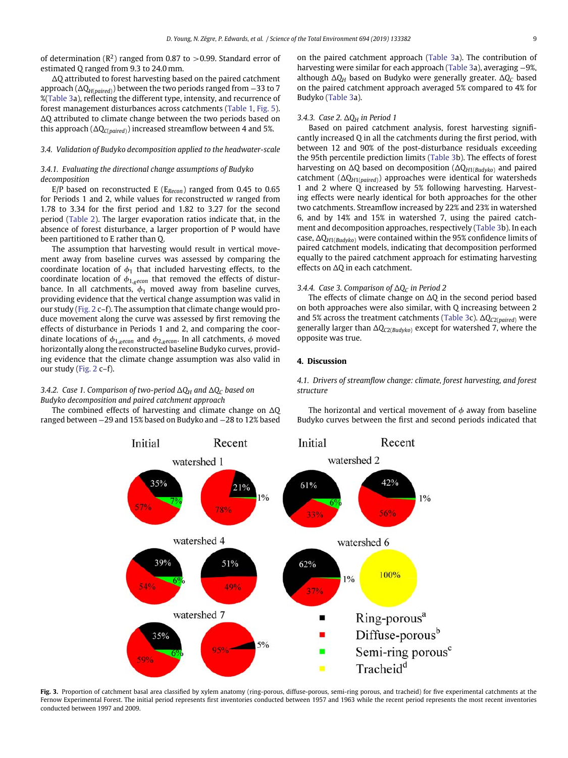of determination ($R^2$) ranged from 0.87 to >0.99. Standard error of estimated Q ranged from 9.3 to 24.0 mm.

ΔQ attributed to forest harvesting based on the paired catchment approach ($\Delta Q_{H(paired)}$) between the two periods ranged from −33 to 7 %(Table 3a), reflecting the different type, intensity, and recurrence of forest management disturbances across catchments (Table 1, Fig. 5). ΔQ attributed to climate change between the two periods based on this approach ($\Delta Q_{C(paired)}$) increased streamflow between 4 and 5%.

### 3.4. Validation of Budyko decomposition applied to the headwater-scale

#### 3.4.1. Evaluating the directional change assumptions of Budyko decomposition

E/P based on reconstructed E ($E_{Recon}$) ranged from 0.45 to 0.65 for Periods 1 and 2, while values for reconstructed $w$ ranged from 1.78 to 3.34 for the first period and 1.82 to 3.27 for the second period (Table 2). The larger evaporation ratios indicate that, in the absence of forest disturbance, a larger proportion of P would have been partitioned to E rather than Q.

The assumption that harvesting would result in vertical movement away from baseline curves was assessed by comparing the coordinate location of $\phi_1$ that included harvesting effects, to the coordinate location of $\phi_{1,Recon}$ that removed the effects of disturbance. In all catchments, $\phi_1$ moved away from baseline curves, providing evidence that the vertical change assumption was valid in our study (Fig. 2 c–f). The assumption that climate change would produce movement along the curve was assessed by first removing the effects of disturbance in Periods 1 and 2, and comparing the coordinate locations of $\phi_{1,Recon}$ and $\phi_{2,Recon}$. In all catchments, $\phi$ moved horizontally along the reconstructed baseline Budyko curves, providing evidence that the climate change assumption was also valid in our study (Fig. 2 c–f).

#### 3.4.2. Case 1. Comparison of two-period $\Delta Q_H$ and $\Delta Q_C$ based on Budyko decomposition and paired catchment approach

The combined effects of harvesting and climate change on ΔQ ranged between −29 and 15% based on Budyko and −28 to 12% based on the paired catchment approach (Table 3a). The contribution of harvesting were similar for each approach (Table 3a), averaging −9%, although $\Delta Q_H$ based on Budyko were generally greater. $\Delta Q_C$ based on the paired catchment approach averaged 5% compared to 4% for Budyko (Table 3a).

#### 3.4.3. Case 2. $\Delta Q_H$ in Period 1

Based on paired catchment analysis, forest harvesting significantly increased Q in all the catchments during the first period, with between 12 and 90% of the post-disturbance residuals exceeding the 95th percentile prediction limits (Table 3b). The effects of forest harvesting on ΔQ based on decomposition ($\Delta Q_{H1(Budyko)}$) and paired catchment ($\Delta Q_{H1(paired)}$) approaches were identical for watersheds 1 and 2 where Q increased by 5% following harvesting. Harvesting effects were nearly identical for both approaches for the other two catchments. Streamflow increased by 22% and 23% in watershed 6, and by 14% and 15% in watershed 7, using the paired catchment and decomposition approaches, respectively (Table 3b). In each case, $\Delta Q_{H1(Budyko)}$ were contained within the 95% confidence limits of paired catchment models, indicating that decomposition performed equally to the paired catchment approach for estimating harvesting effects on ΔQ in each catchment.

#### 3.4.4. Case 3. Comparison of $\Delta Q_C$ in Period 2

The effects of climate change on ΔQ in the second period based on both approaches were also similar, with Q increasing between 2 and 5% across the treatment catchments (Table 3c). $\Delta Q_{C2(paired)}$ were generally larger than $\Delta Q_{C2(Budyko)}$ except for watershed 7, where the opposite was true.

## 4. Discussion

### 4.1. Drivers of streamflow change: climate, forest harvesting, and forest structure

The horizontal and vertical movement of $\phi$ away from baseline Budyko curves between the first and second periods indicated that

**Fig. 3.** Proportion of catchment basal area classified by xylem anatomy (ring-porous, diffuse-porous, semi-ring porous, and tracheid) for five experimental catchments at the Fernow Experimental Forest. The initial period represents first inventories conducted between 1957 and 1963 while the recent period represents the most recent inventories conducted between 1997 and 2009.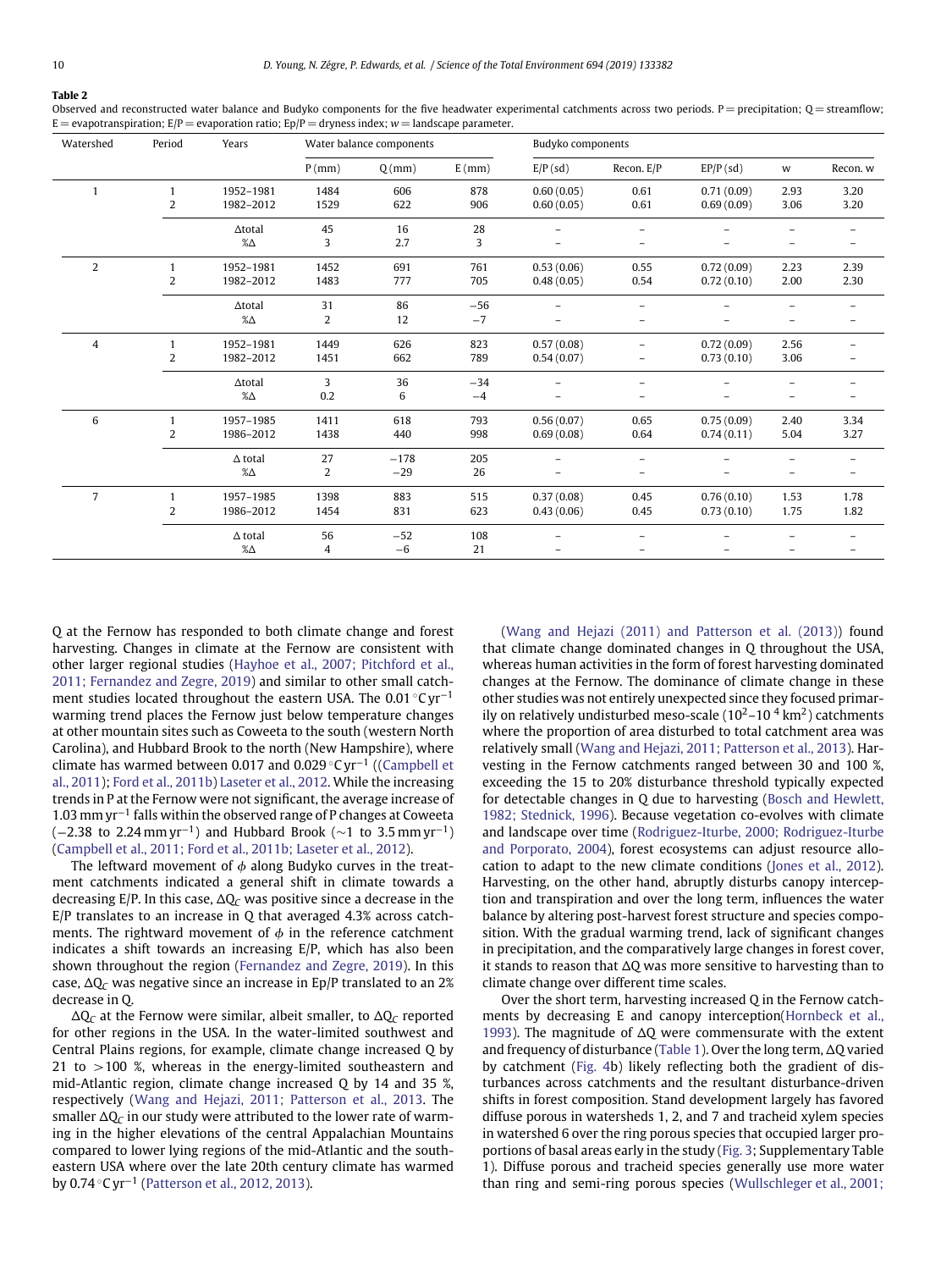**Table 2**
Observed and reconstructed water balance and Budyko components for the five headwater experimental catchments across two periods. P = precipitation; Q = streamflow; E = evapotranspiration; E/P = evaporation ratio; Ep/P = dryness index; $w$ = landscape parameter.

| Watershed | Period | Years | Water balance components | | | Budyko components | | | | |
|---|---|---|---|---|---|---|---|---|---|---|
| | | | P (mm) | Q (mm) | E (mm) | E/P (sd) | Recon. E/P | EP/P (sd) | w | Recon. w |
| 1 | 1 | 1952–1981 | 1484 | 606 | 878 | 0.60 (0.05) | 0.61 | 0.71 (0.09) | 2.93 | 3.20 |
| | 2 | 1982–2012 | 1529 | 622 | 906 | 0.60 (0.05) | 0.61 | 0.69 (0.09) | 3.06 | 3.20 |
| | | Δtotal | 45 | 16 | 28 | – | – | – | – | – |
| | | %Δ | 3 | 2.7 | 3 | – | – | – | – | – |
| 2 | 1 | 1952–1981 | 1452 | 691 | 761 | 0.53 (0.06) | 0.55 | 0.72 (0.09) | 2.23 | 2.39 |
| | 2 | 1982–2012 | 1483 | 777 | 705 | 0.48 (0.05) | 0.54 | 0.72 (0.10) | 2.00 | 2.30 |
| | | Δtotal | 31 | 86 | −56 | – | – | – | – | – |
| | | %Δ | 2 | 12 | −7 | – | – | – | – | – |
| 4 | 1 | 1952–1981 | 1449 | 626 | 823 | 0.57 (0.08) | – | 0.72 (0.09) | 2.56 | – |
| | 2 | 1982–2012 | 1451 | 662 | 789 | 0.54 (0.07) | – | 0.73 (0.10) | 3.06 | – |
| | | Δtotal | 3 | 36 | −34 | – | – | – | – | – |
| | | %Δ | 0.2 | 6 | −4 | – | – | – | – | – |
| 6 | 1 | 1957–1985 | 1411 | 618 | 793 | 0.56 (0.07) | 0.65 | 0.75 (0.09) | 2.40 | 3.34 |
| | 2 | 1986–2012 | 1438 | 440 | 998 | 0.69 (0.08) | 0.64 | 0.74 (0.11) | 5.04 | 3.27 |
| | | Δ total | 27 | −178 | 205 | – | – | – | – | – |
| | | %Δ | 2 | −29 | 26 | – | – | – | – | – |
| 7 | 1 | 1957–1985 | 1398 | 883 | 515 | 0.37 (0.08) | 0.45 | 0.76 (0.10) | 1.53 | 1.78 |
| | 2 | 1986–2012 | 1454 | 831 | 623 | 0.43 (0.06) | 0.45 | 0.73 (0.10) | 1.75 | 1.82 |
| | | Δ total | 56 | −52 | 108 | – | – | – | – | – |
| | | %Δ | 4 | −6 | 21 | – | – | – | – | – |

Q at the Fernow has responded to both climate change and forest harvesting. Changes in climate at the Fernow are consistent with other larger regional studies (Hayhoe et al., 2007; Pitchford et al., 2011; Fernandez and Zegre, 2019) and similar to other small catchment studies located throughout the eastern USA. The 0.01 °C yr$^{-1}$ warming trend places the Fernow just below temperature changes at other mountain sites such as Coweeta to the south (western North Carolina), and Hubbard Brook to the north (New Hampshire), where climate has warmed between 0.017 and 0.029 °C yr$^{-1}$ ((Campbell et al., 2011); Ford et al., 2011b) Laseter et al., 2012. While the increasing trends in P at the Fernow were not significant, the average increase of 1.03 mm yr$^{-1}$ falls within the observed range of P changes at Coweeta (−2.38 to 2.24 mm yr$^{-1}$) and Hubbard Brook (~1 to 3.5 mm yr$^{-1}$) (Campbell et al., 2011; Ford et al., 2011b; Laseter et al., 2012).

The leftward movement of $\phi$ along Budyko curves in the treatment catchments indicated a general shift in climate towards a decreasing E/P. In this case, $\Delta Q_C$ was positive since a decrease in the E/P translates to an increase in Q that averaged 4.3% across catchments. The rightward movement of $\phi$ in the reference catchment indicates a shift towards an increasing E/P, which has also been shown throughout the region (Fernandez and Zegre, 2019). In this case, $\Delta Q_C$ was negative since an increase in Ep/P translated to an 2% decrease in Q.

$\Delta Q_C$ at the Fernow were similar, albeit smaller, to $\Delta Q_C$ reported for other regions in the USA. In the water-limited southwest and Central Plains regions, for example, climate change increased Q by 21 to >100 %, whereas in the energy-limited southeastern and mid-Atlantic region, climate change increased Q by 14 and 35 %, respectively (Wang and Hejazi, 2011; Patterson et al., 2013. The smaller $\Delta Q_C$ in our study were attributed to the lower rate of warming in the higher elevations of the central Appalachian Mountains compared to lower lying regions of the mid-Atlantic and the southeastern USA where over the late 20th century climate has warmed by 0.74 °C yr$^{-1}$ (Patterson et al., 2012, 2013).

(Wang and Hejazi (2011) and Patterson et al. (2013)) found that climate change dominated changes in Q throughout the USA, whereas human activities in the form of forest harvesting dominated changes at the Fernow. The dominance of climate change in these other studies was not entirely unexpected since they focused primarily on relatively undisturbed meso-scale ($10^2$–$10^4$ km$^2$) catchments where the proportion of area disturbed to total catchment area was relatively small (Wang and Hejazi, 2011; Patterson et al., 2013). Harvesting in the Fernow catchments ranged between 30 and 100 %, exceeding the 15 to 20% disturbance threshold typically expected for detectable changes in Q due to harvesting (Bosch and Hewlett, 1982; Stednick, 1996). Because vegetation co-evolves with climate and landscape over time (Rodriguez-Iturbe, 2000; Rodriguez-Iturbe and Porporato, 2004), forest ecosystems can adjust resource allocation to adapt to the new climate conditions (Jones et al., 2012). Harvesting, on the other hand, abruptly disturbs canopy interception and transpiration and over the long term, influences the water balance by altering post-harvest forest structure and species composition. With the gradual warming trend, lack of significant changes in precipitation, and the comparatively large changes in forest cover, it stands to reason that ΔQ was more sensitive to harvesting than to climate change over different time scales.

Over the short term, harvesting increased Q in the Fernow catchments by decreasing E and canopy interception(Hornbeck et al., 1993). The magnitude of ΔQ were commensurate with the extent and frequency of disturbance (Table 1). Over the long term, ΔQ varied by catchment (Fig. 4b) likely reflecting both the gradient of disturbances across catchments and the resultant disturbance-driven shifts in forest composition. Stand development largely has favored diffuse porous in watersheds 1, 2, and 7 and tracheid xylem species in watershed 6 over the ring porous species that occupied larger proportions of basal areas early in the study (Fig. 3; Supplementary Table 1). Diffuse porous and tracheid species generally use more water than ring and semi-ring porous species (Wullschleger et al., 2001;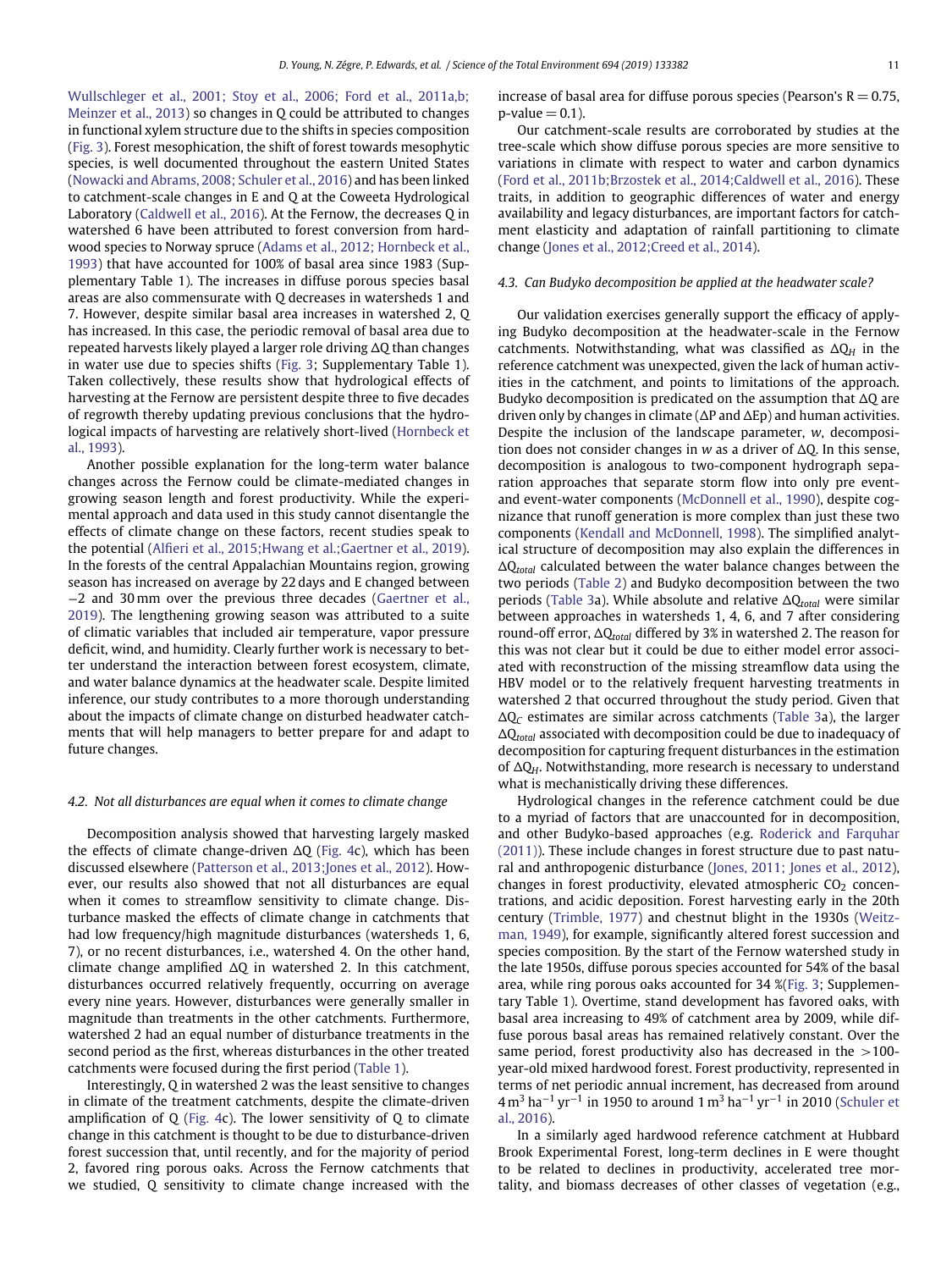Wullschleger et al., 2001; Stoy et al., 2006; Ford et al., 2011a,b; Meinzer et al., 2013) so changes in Q could be attributed to changes in functional xylem structure due to the shifts in species composition (Fig. 3). Forest mesophication, the shift of forest towards mesophytic species, is well documented throughout the eastern United States (Nowacki and Abrams, 2008; Schuler et al., 2016) and has been linked to catchment-scale changes in E and Q at the Coweeta Hydrological Laboratory (Caldwell et al., 2016). At the Fernow, the decreases Q in watershed 6 have been attributed to forest conversion from hardwood species to Norway spruce (Adams et al., 2012; Hornbeck et al., 1993) that have accounted for 100% of basal area since 1983 (Supplementary Table 1). The increases in diffuse porous species basal areas are also commensurate with Q decreases in watersheds 1 and 7. However, despite similar basal area increases in watershed 2, Q has increased. In this case, the periodic removal of basal area due to repeated harvests likely played a larger role driving ΔQ than changes in water use due to species shifts (Fig. 3; Supplementary Table 1). Taken collectively, these results show that hydrological effects of harvesting at the Fernow are persistent despite three to five decades of regrowth thereby updating previous conclusions that the hydrological impacts of harvesting are relatively short-lived (Hornbeck et al., 1993).

Another possible explanation for the long-term water balance changes across the Fernow could be climate-mediated changes in growing season length and forest productivity. While the experimental approach and data used in this study cannot disentangle the effects of climate change on these factors, recent studies speak to the potential (Alfieri et al., 2015;Hwang et al.;Gaertner et al., 2019). In the forests of the central Appalachian Mountains region, growing season has increased on average by 22 days and E changed between −2 and 30 mm over the previous three decades (Gaertner et al., 2019). The lengthening growing season was attributed to a suite of climatic variables that included air temperature, vapor pressure deficit, wind, and humidity. Clearly further work is necessary to better understand the interaction between forest ecosystem, climate, and water balance dynamics at the headwater scale. Despite limited inference, our study contributes to a more thorough understanding about the impacts of climate change on disturbed headwater catchments that will help managers to better prepare for and adapt to future changes.

### 4.2. Not all disturbances are equal when it comes to climate change

Decomposition analysis showed that harvesting largely masked the effects of climate change-driven ΔQ (Fig. 4c), which has been discussed elsewhere (Patterson et al., 2013;Jones et al., 2012). However, our results also showed that not all disturbances are equal when it comes to streamflow sensitivity to climate change. Disturbance masked the effects of climate change in catchments that had low frequency/high magnitude disturbances (watersheds 1, 6, 7), or no recent disturbances, i.e., watershed 4. On the other hand, climate change amplified ΔQ in watershed 2. In this catchment, disturbances occurred relatively frequently, occurring on average every nine years. However, disturbances were generally smaller in magnitude than treatments in the other catchments. Furthermore, watershed 2 had an equal number of disturbance treatments in the second period as the first, whereas disturbances in the other treated catchments were focused during the first period (Table 1).

Interestingly, Q in watershed 2 was the least sensitive to changes in climate of the treatment catchments, despite the climate-driven amplification of Q (Fig. 4c). The lower sensitivity of Q to climate change in this catchment is thought to be due to disturbance-driven forest succession that, until recently, and for the majority of period 2, favored ring porous oaks. Across the Fernow catchments that we studied, Q sensitivity to climate change increased with the increase of basal area for diffuse porous species (Pearson's R = 0.75, p-value = 0.1).

Our catchment-scale results are corroborated by studies at the tree-scale which show diffuse porous species are more sensitive to variations in climate with respect to water and carbon dynamics (Ford et al., 2011b;Brzostek et al., 2014;Caldwell et al., 2016). These traits, in addition to geographic differences of water and energy availability and legacy disturbances, are important factors for catchment elasticity and adaptation of rainfall partitioning to climate change (Jones et al., 2012;Creed et al., 2014).

### 4.3. Can Budyko decomposition be applied at the headwater scale?

Our validation exercises generally support the efficacy of applying Budyko decomposition at the headwater-scale in the Fernow catchments. Notwithstanding, what was classified as $\Delta Q_H$ in the reference catchment was unexpected, given the lack of human activities in the catchment, and points to limitations of the approach. Budyko decomposition is predicated on the assumption that ΔQ are driven only by changes in climate (ΔP and ΔEp) and human activities. Despite the inclusion of the landscape parameter, *w*, decomposition does not consider changes in *w* as a driver of ΔQ. In this sense, decomposition is analogous to two-component hydrograph separation approaches that separate storm flow into only pre event- and event-water components (McDonnell et al., 1990), despite cognizance that runoff generation is more complex than just these two components (Kendall and McDonnell, 1998). The simplified analytical structure of decomposition may also explain the differences in $\Delta Q_{total}$ calculated between the water balance changes between the two periods (Table 2) and Budyko decomposition between the two periods (Table 3a). While absolute and relative $\Delta Q_{total}$ were similar between approaches in watersheds 1, 4, 6, and 7 after considering round-off error, $\Delta Q_{total}$ differed by 3% in watershed 2. The reason for this was not clear but it could be due to either model error associated with reconstruction of the missing streamflow data using the HBV model or to the relatively frequent harvesting treatments in watershed 2 that occurred throughout the study period. Given that $\Delta Q_C$ estimates are similar across catchments (Table 3a), the larger $\Delta Q_{total}$ associated with decomposition could be due to inadequacy of decomposition for capturing frequent disturbances in the estimation of $\Delta Q_H$. Notwithstanding, more research is necessary to understand what is mechanistically driving these differences.

Hydrological changes in the reference catchment could be due to a myriad of factors that are unaccounted for in decomposition, and other Budyko-based approaches (e.g. Roderick and Farquhar (2011)). These include changes in forest structure due to past natural and anthropogenic disturbance (Jones, 2011; Jones et al., 2012), changes in forest productivity, elevated atmospheric $CO_2$ concentrations, and acidic deposition. Forest harvesting early in the 20th century (Trimble, 1977) and chestnut blight in the 1930s (Weitzman, 1949), for example, significantly altered forest succession and species composition. By the start of the Fernow watershed study in the late 1950s, diffuse porous species accounted for 54% of the basal area, while ring porous oaks accounted for 34 %(Fig. 3; Supplementary Table 1). Overtime, stand development has favored oaks, with basal area increasing to 49% of catchment area by 2009, while diffuse porous basal areas has remained relatively constant. Over the same period, forest productivity also has decreased in the >100-year-old mixed hardwood forest. Forest productivity, represented in terms of net periodic annual increment, has decreased from around 4 $m^3$ $ha^{-1}$ $yr^{-1}$ in 1950 to around 1 $m^3$ $ha^{-1}$ $yr^{-1}$ in 2010 (Schuler et al., 2016).

In a similarly aged hardwood reference catchment at Hubbard Brook Experimental Forest, long-term declines in E were thought to be related to declines in productivity, accelerated tree mortality, and biomass decreases of other classes of vegetation (e.g.,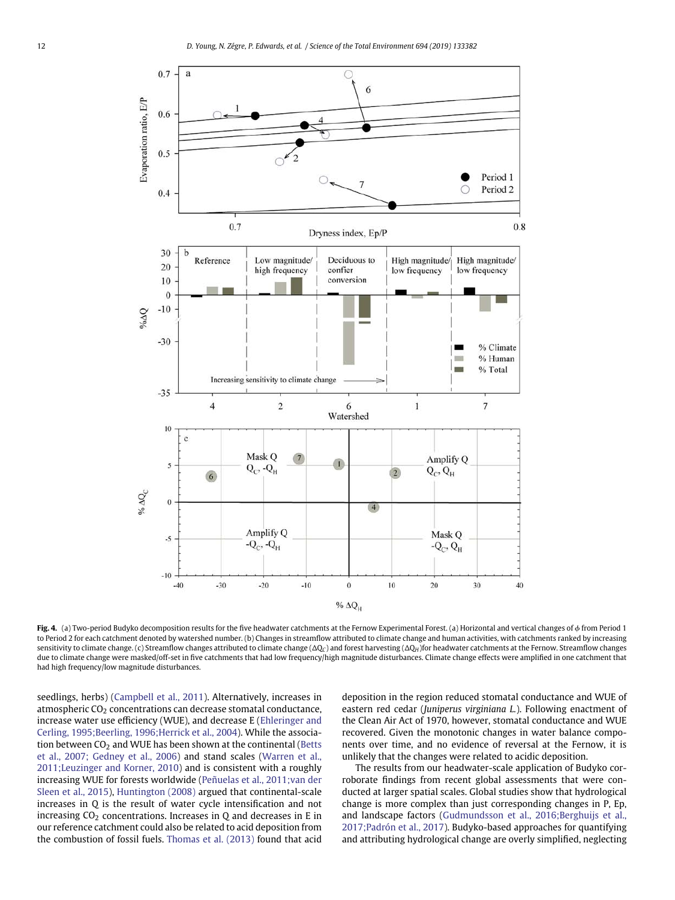**Fig. 4.** (a) Two-period Budyko decomposition results for the five headwater catchments at the Fernow Experimental Forest. (a) Horizontal and vertical changes of $\phi$ from Period 1 to Period 2 for each catchment denoted by watershed number. (b) Changes in streamflow attributed to climate change and human activities, with catchments ranked by increasing sensitivity to climate change. (c) Streamflow changes attributed to climate change ($\Delta Q_C$) and forest harvesting ($\Delta Q_H$)for headwater catchments at the Fernow. Streamflow changes due to climate change were masked/off-set in five catchments that had low frequency/high magnitude disturbances. Climate change effects were amplified in one catchment that had high frequency/low magnitude disturbances.

seedlings, herbs) (Campbell et al., 2011). Alternatively, increases in atmospheric $CO_2$ concentrations can decrease stomatal conductance, increase water use efficiency (WUE), and decrease E (Ehleringer and Cerling, 1995;Beerling, 1996;Herrick et al., 2004). While the association between $CO_2$ and WUE has been shown at the continental (Betts et al., 2007; Gedney et al., 2006) and stand scales (Warren et al., 2011;Leuzinger and Korner, 2010) and is consistent with a roughly increasing WUE for forests worldwide (Peñuelas et al., 2011;van der Sleen et al., 2015), Huntington (2008) argued that continental-scale increases in Q is the result of water cycle intensification and not increasing $CO_2$ concentrations. Increases in Q and decreases in E in our reference catchment could also be related to acid deposition from the combustion of fossil fuels. Thomas et al. (2013) found that acid deposition in the region reduced stomatal conductance and WUE of eastern red cedar (*Juniperus virginiana L.*). Following enactment of the Clean Air Act of 1970, however, stomatal conductance and WUE recovered. Given the monotonic changes in water balance components over time, and no evidence of reversal at the Fernow, it is unlikely that the changes were related to acidic deposition.

The results from our headwater-scale application of Budyko corroborate findings from recent global assessments that were conducted at larger spatial scales. Global studies show that hydrological change is more complex than just corresponding changes in P, Ep, and landscape factors (Gudmundsson et al., 2016;Berghuijs et al., 2017;Padrón et al., 2017). Budyko-based approaches for quantifying and attributing hydrological change are overly simplified, neglecting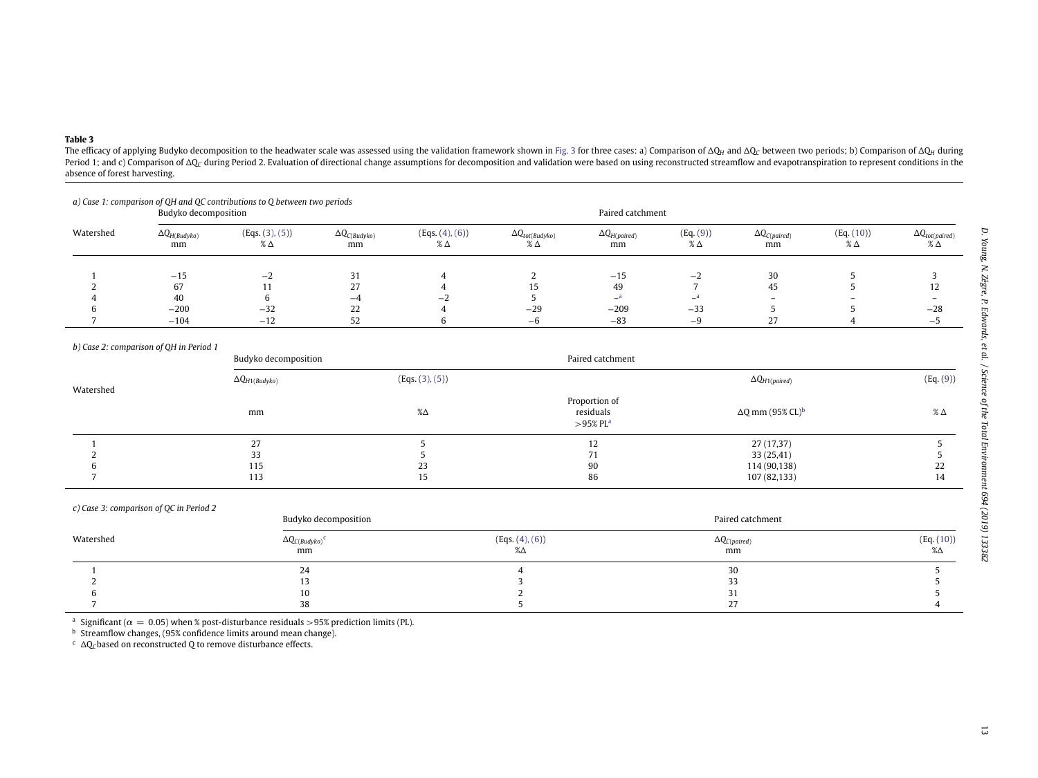**Table 3**

The efficacy of applying Budyko decomposition to the headwater scale was assessed using the validation framework shown in Fig. 3 for three cases: a) Comparison of $\Delta Q_H$ and $\Delta Q_C$ between two periods; b) Comparison of $\Delta Q_H$ during Period 1; and c) Comparison of $\Delta Q_C$ during Period 2. Evaluation of directional change assumptions for decomposition and validation were based on using reconstructed streamflow and evapotranspiration to represent conditions in the absence of forest harvesting.

*a) Case 1: comparison of QH and QC contributions to Q between two periods*

| Watershed | Budyko decomposition | | | | | Paired catchment | | | | |
|---|---|---|---|---|---|---|---|---|---|---|
| | $\Delta Q_{H(Budyko)}$ mm | (Eqs. (3), (5)) % Δ | $\Delta Q_{C(Budyko)}$ mm | (Eqs. (4), (6)) % Δ | $\Delta Q_{tot(Budyko)}$ % Δ | $\Delta Q_{H(paired)}$ mm | (Eq. (9)) % Δ | $\Delta Q_{C(paired)}$ mm | (Eq. (10)) % Δ | $\Delta Q_{tot(paired)}$ % Δ |
| 1 | −15 | −2 | 31 | 4 | 2 | −15 | −2 | 30 | 5 | 3 |
| 2 | 67 | 11 | 27 | 4 | 15 | 49 | 7 | 45 | 5 | 12 |
| 4 | 40 | 6 | −4 | −2 | 5 | –[a] | –[a] | – | – | – |
| 6 | −200 | −32 | 22 | 4 | −29 | −209 | −33 | 5 | 5 | −28 |
| 7 | −104 | −12 | 52 | 6 | −6 | −83 | −9 | 27 | 4 | −5 |

*b) Case 2: comparison of QH in Period 1*

| Watershed | Budyko decomposition | | Paired catchment | | |
|---|---|---|---|---|---|
| | $\Delta Q_{H1(Budyko)}$ | (Eqs. (3), (5)) | | $\Delta Q_{H1(paired)}$ | (Eq. (9)) |
| | mm | %Δ | Proportion of residuals >95% PL[a] | ΔQ mm (95% CL)[b] | % Δ |
| 1 | 27 | 5 | 12 | 27 (17,37) | 5 |
| 2 | 33 | 5 | 71 | 33 (25,41) | 5 |
| 6 | 115 | 23 | 90 | 114 (90,138) | 22 |
| 7 | 113 | 15 | 86 | 107 (82,133) | 14 |

*c) Case 3: comparison of QC in Period 2*

| Watershed | Budyko decomposition | | Paired catchment | |
|---|---|---|---|---|
| | $\Delta Q_{C(Budyko)}$[c] mm | (Eqs. (4), (6)) %Δ | $\Delta Q_{C(paired)}$ mm | (Eq. (10)) %Δ |
| 1 | 24 | 4 | 30 | 5 |
| 2 | 13 | 3 | 33 | 5 |
| 6 | 10 | 2 | 31 | 5 |
| 7 | 38 | 5 | 27 | 4 |

[a] Significant ($\alpha = 0.05$) when % post-disturbance residuals >95% prediction limits (PL).

[b] Streamflow changes, (95% confidence limits around mean change).

[c] $\Delta Q_C$ based on reconstructed Q to remove disturbance effects.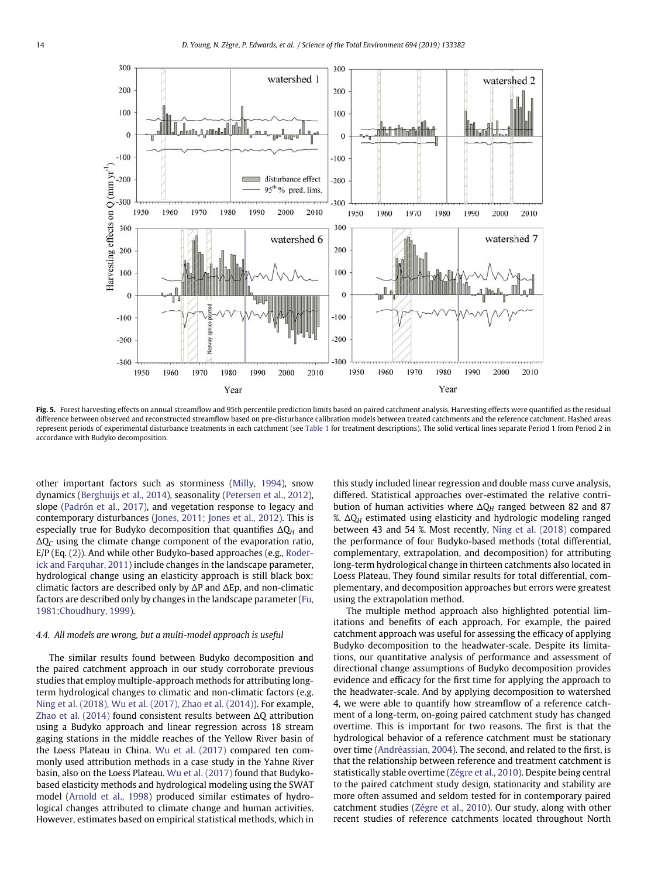**Fig. 5.** Forest harvesting effects on annual streamflow and 95th percentile prediction limits based on paired catchment analysis. Harvesting effects were quantified as the residual difference between observed and reconstructed streamflow based on pre-disturbance calibration models between treated catchments and the reference catchment. Hashed areas represent periods of experimental disturbance treatments in each catchment (see Table 1 for treatment descriptions). The solid vertical lines separate Period 1 from Period 2 in accordance with Budyko decomposition.

other important factors such as storminess (Milly, 1994), snow dynamics (Berghuijs et al., 2014), seasonality (Petersen et al., 2012), slope (Padrón et al., 2017), and vegetation response to legacy and contemporary disturbances (Jones, 2011; Jones et al., 2012). This is especially true for Budyko decomposition that quantifies $\Delta Q_H$ and $\Delta Q_C$ using the climate change component of the evaporation ratio, E/P (Eq. (2)). And while other Budyko-based approaches (e.g., Roderick and Farquhar, 2011) include changes in the landscape parameter, hydrological change using an elasticity approach is still black box: climatic factors are described only by $\Delta P$ and $\Delta Ep$, and non-climatic factors are described only by changes in the landscape parameter (Fu, 1981;Choudhury, 1999).

### 4.4. All models are wrong, but a multi-model approach is useful

The similar results found between Budyko decomposition and the paired catchment approach in our study corroborate previous studies that employ multiple-approach methods for attributing long-term hydrological changes to climatic and non-climatic factors (e.g. Ning et al. (2018), Wu et al. (2017), Zhao et al. (2014)). For example, Zhao et al. (2014) found consistent results between $\Delta Q$ attribution using a Budyko approach and linear regression across 18 stream gaging stations in the middle reaches of the Yellow River basin of the Loess Plateau in China. Wu et al. (2017) compared ten commonly used attribution methods in a case study in the Yahne River basin, also on the Loess Plateau. Wu et al. (2017) found that Budyko-based elasticity methods and hydrological modeling using the SWAT model (Arnold et al., 1998) produced similar estimates of hydrological changes attributed to climate change and human activities. However, estimates based on empirical statistical methods, which in this study included linear regression and double mass curve analysis, differed. Statistical approaches over-estimated the relative contribution of human activities where $\Delta Q_H$ ranged between 82 and 87 %. $\Delta Q_H$ estimated using elasticity and hydrologic modeling ranged between 43 and 54 %. Most recently, Ning et al. (2018) compared the performance of four Budyko-based methods (total differential, complementary, extrapolation, and decomposition) for attributing long-term hydrological change in thirteen catchments also located in Loess Plateau. They found similar results for total differential, complementary, and decomposition approaches but errors were greatest using the extrapolation method.

The multiple method approach also highlighted potential limitations and benefits of each approach. For example, the paired catchment approach was useful for assessing the efficacy of applying Budyko decomposition to the headwater-scale. Despite its limitations, our quantitative analysis of performance and assessment of directional change assumptions of Budyko decomposition provides evidence and efficacy for the first time for applying the approach to the headwater-scale. And by applying decomposition to watershed 4, we were able to quantify how streamflow of a reference catchment of a long-term, on-going paired catchment study has changed overtime. This is important for two reasons. The first is that the hydrological behavior of a reference catchment must be stationary over time (Andréassian, 2004). The second, and related to the first, is that the relationship between reference and treatment catchment is statistically stable overtime (Zégre et al., 2010). Despite being central to the paired catchment study design, stationarity and stability are more often assumed and seldom tested for in contemporary paired catchment studies (Zégre et al., 2010). Our study, along with other recent studies of reference catchments located throughout North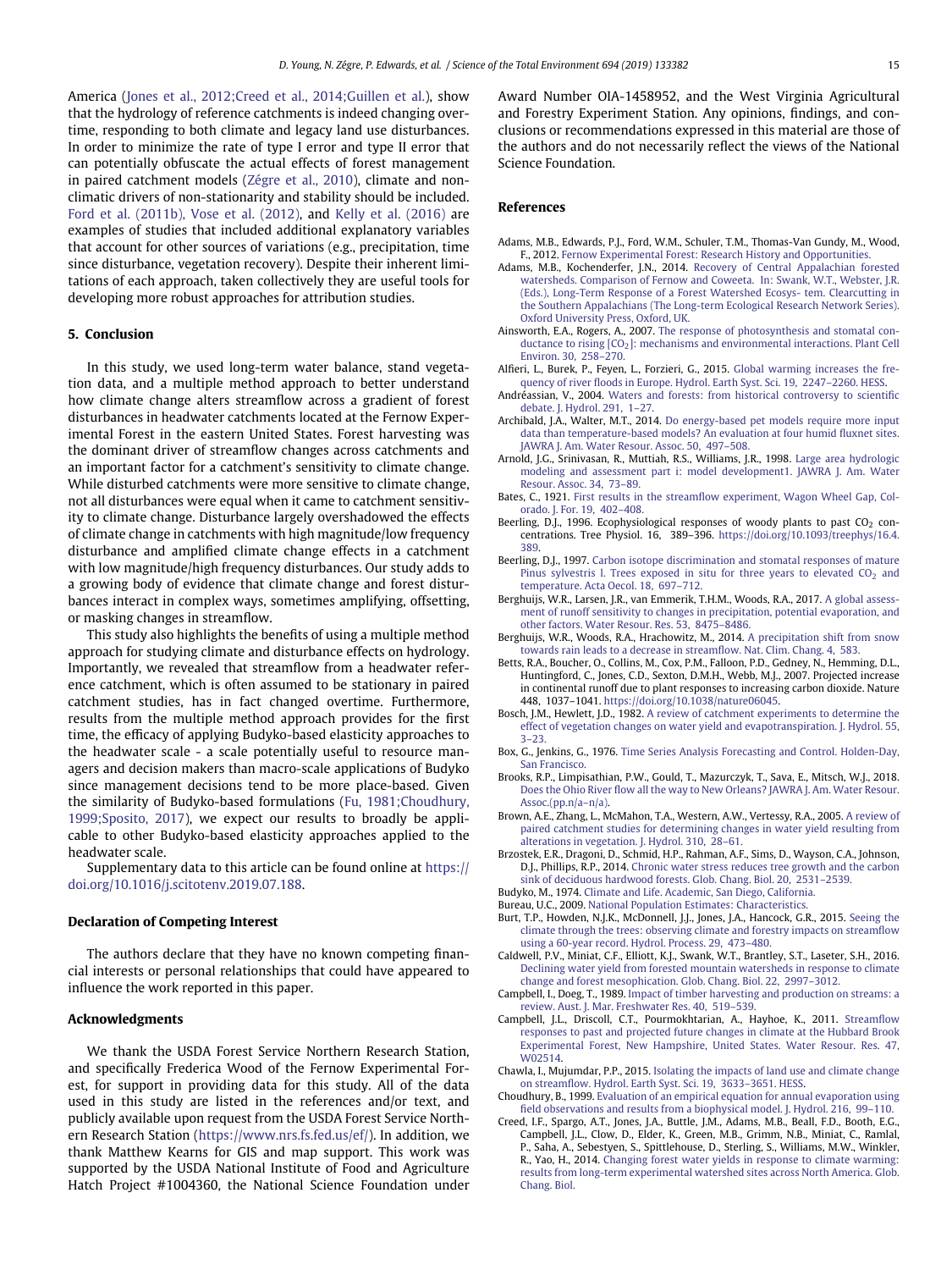America (Jones et al., 2012;Creed et al., 2014;Guillen et al.), show that the hydrology of reference catchments is indeed changing overtime, responding to both climate and legacy land use disturbances. In order to minimize the rate of type I error and type II error that can potentially obfuscate the actual effects of forest management in paired catchment models (Zégre et al., 2010), climate and non-climatic drivers of non-stationarity and stability should be included. Ford et al. (2011b), Vose et al. (2012), and Kelly et al. (2016) are examples of studies that included additional explanatory variables that account for other sources of variations (e.g., precipitation, time since disturbance, vegetation recovery). Despite their inherent limitations of each approach, taken collectively they are useful tools for developing more robust approaches for attribution studies.

## 5. Conclusion

In this study, we used long-term water balance, stand vegetation data, and a multiple method approach to better understand how climate change alters streamflow across a gradient of forest disturbances in headwater catchments located at the Fernow Experimental Forest in the eastern United States. Forest harvesting was the dominant driver of streamflow changes across catchments and an important factor for a catchment's sensitivity to climate change. While disturbed catchments were more sensitive to climate change, not all disturbances were equal when it came to catchment sensitivity to climate change. Disturbance largely overshadowed the effects of climate change in catchments with high magnitude/low frequency disturbance and amplified climate change effects in a catchment with low magnitude/high frequency disturbances. Our study adds to a growing body of evidence that climate change and forest disturbances interact in complex ways, sometimes amplifying, offsetting, or masking changes in streamflow.

This study also highlights the benefits of using a multiple method approach for studying climate and disturbance effects on hydrology. Importantly, we revealed that streamflow from a headwater reference catchment, which is often assumed to be stationary in paired catchment studies, has in fact changed overtime. Furthermore, results from the multiple method approach provides for the first time, the efficacy of applying Budyko-based elasticity approaches to the headwater scale - a scale potentially useful to resource managers and decision makers than macro-scale applications of Budyko since management decisions tend to be more place-based. Given the similarity of Budyko-based formulations (Fu, 1981;Choudhury, 1999;Sposito, 2017), we expect our results to broadly be applicable to other Budyko-based elasticity approaches applied to the headwater scale.

Supplementary data to this article can be found online at https://doi.org/10.1016/j.scitotenv.2019.07.188.

## Declaration of Competing Interest

The authors declare that they have no known competing financial interests or personal relationships that could have appeared to influence the work reported in this paper.

## Acknowledgments

We thank the USDA Forest Service Northern Research Station, and specifically Frederica Wood of the Fernow Experimental Forest, for support in providing data for this study. All of the data used in this study are listed in the references and/or text, and publicly available upon request from the USDA Forest Service Northern Research Station (https://www.nrs.fs.fed.us/ef/). In addition, we thank Matthew Kearns for GIS and map support. This work was supported by the USDA National Institute of Food and Agriculture Hatch Project #1004360, the National Science Foundation under Award Number OIA-1458952, and the West Virginia Agricultural and Forestry Experiment Station. Any opinions, findings, and conclusions or recommendations expressed in this material are those of the authors and do not necessarily reflect the views of the National Science Foundation.

## References

Adams, M.B., Edwards, P.J., Ford, W.M., Schuler, T.M., Thomas-Van Gundy, M., Wood, F., 2012. Fernow Experimental Forest: Research History and Opportunities.

Adams, M.B., Kochenderfer, J.N., 2014. Recovery of Central Appalachian forested watersheds. Comparison of Fernow and Coweeta. In: Swank, W.T., Webster, J.R. (Eds.), Long-Term Response of a Forest Watershed Ecosys- tem. Clearcutting in the Southern Appalachians (The Long-term Ecological Research Network Series). Oxford University Press, Oxford, UK.

Ainsworth, E.A., Rogers, A., 2007. The response of photosynthesis and stomatal conductance to rising [$CO_2$]: mechanisms and environmental interactions. Plant Cell Environ. 30, 258–270.

Alfieri, L., Burek, P., Feyen, L., Forzieri, G., 2015. Global warming increases the frequency of river floods in Europe. Hydrol. Earth Syst. Sci. 19, 2247–2260. HESS.

Andréassian, V., 2004. Waters and forests: from historical controversy to scientific debate. J. Hydrol. 291, 1–27.

Archibald, J.A., Walter, M.T., 2014. Do energy-based pet models require more input data than temperature-based models? An evaluation at four humid fluxnet sites. JAWRA J. Am. Water Resour. Assoc. 50, 497–508.

Arnold, J.G., Srinivasan, R., Muttiah, R.S., Williams, J.R., 1998. Large area hydrologic modeling and assessment part i: model development1. JAWRA J. Am. Water Resour. Assoc. 34, 73–89.

Bates, C., 1921. First results in the streamflow experiment, Wagon Wheel Gap, Colorado. J. For. 19, 402–408.

Beerling, D.J., 1996. Ecophysiological responses of woody plants to past $CO_2$ concentrations. Tree Physiol. 16, 389–396. https://doi.org/10.1093/treephys/16.4.389.

Beerling, D.J., 1997. Carbon isotope discrimination and stomatal responses of mature Pinus sylvestris l. Trees exposed in situ for three years to elevated $CO_2$ and temperature. Acta Oecol. 18, 697–712.

Berghuijs, W.R., Larsen, J.R., van Emmerik, T.H.M., Woods, R.A., 2017. A global assessment of runoff sensitivity to changes in precipitation, potential evaporation, and other factors. Water Resour. Res. 53, 8475–8486.

Berghuijs, W.R., Woods, R.A., Hrachowitz, M., 2014. A precipitation shift from snow towards rain leads to a decrease in streamflow. Nat. Clim. Chang. 4, 583.

Betts, R.A., Boucher, O., Collins, M., Cox, P.M., Falloon, P.D., Gedney, N., Hemming, D.L., Huntingford, C., Jones, C.D., Sexton, D.M.H., Webb, M.J., 2007. Projected increase in continental runoff due to plant responses to increasing carbon dioxide. Nature 448, 1037–1041. https://doi.org/10.1038/nature06045.

Bosch, J.M., Hewlett, J.D., 1982. A review of catchment experiments to determine the effect of vegetation changes on water yield and evapotranspiration. J. Hydrol. 55, 3–23.

Box, G., Jenkins, G., 1976. Time Series Analysis Forecasting and Control. Holden-Day, San Francisco.

Brooks, R.P., Limpisathian, P.W., Gould, T., Mazurczyk, T., Sava, E., Mitsch, W.J., 2018. Does the Ohio River flow all the way to New Orleans? JAWRA J. Am. Water Resour. Assoc.(pp.n/a–n/a).

Brown, A.E., Zhang, L., McMahon, T.A., Western, A.W., Vertessy, R.A., 2005. A review of paired catchment studies for determining changes in water yield resulting from alterations in vegetation. J. Hydrol. 310, 28–61.

Brzostek, E.R., Dragoni, D., Schmid, H.P., Rahman, A.F., Sims, D., Wayson, C.A., Johnson, D.J., Phillips, R.P., 2014. Chronic water stress reduces tree growth and the carbon sink of deciduous hardwood forests. Glob. Chang. Biol. 20, 2531–2539.

Budyko, M., 1974. Climate and Life. Academic, San Diego, California.

Bureau, U.C., 2009. National Population Estimates: Characteristics.

Burt, T.P., Howden, N.J.K., McDonnell, J.J., Jones, J.A., Hancock, G.R., 2015. Seeing the climate through the trees: observing climate and forestry impacts on streamflow using a 60-year record. Hydrol. Process. 29, 473–480.

Caldwell, P.V., Miniat, C.F., Elliott, K.J., Swank, W.T., Brantley, S.T., Laseter, S.H., 2016. Declining water yield from forested mountain watersheds in response to climate change and forest mesophication. Glob. Chang. Biol. 22, 2997–3012.

Campbell, I., Doeg, T., 1989. Impact of timber harvesting and production on streams: a review. Aust. J. Mar. Freshwater Res. 40, 519–539.

Campbell, J.L., Driscoll, C.T., Pourmokhtarian, A., Hayhoe, K., 2011. Streamflow responses to past and projected future changes in climate at the Hubbard Brook Experimental Forest, New Hampshire, United States. Water Resour. Res. 47, W02514.

Chawla, I., Mujumdar, P.P., 2015. Isolating the impacts of land use and climate change on streamflow. Hydrol. Earth Syst. Sci. 19, 3633–3651. HESS.

Choudhury, B., 1999. Evaluation of an empirical equation for annual evaporation using field observations and results from a biophysical model. J. Hydrol. 216, 99–110.

Creed, I.F., Spargo, A.T., Jones, J.A., Buttle, J.M., Adams, M.B., Beall, F.D., Booth, E.G., Campbell, J.L., Clow, D., Elder, K., Green, M.B., Grimm, N.B., Miniat, C., Ramlal, P., Saha, A., Sebestyen, S., Spittlehouse, D., Sterling, S., Williams, M.W., Winkler, R., Yao, H., 2014. Changing forest water yields in response to climate warming: results from long-term experimental watershed sites across North America. Glob. Chang. Biol.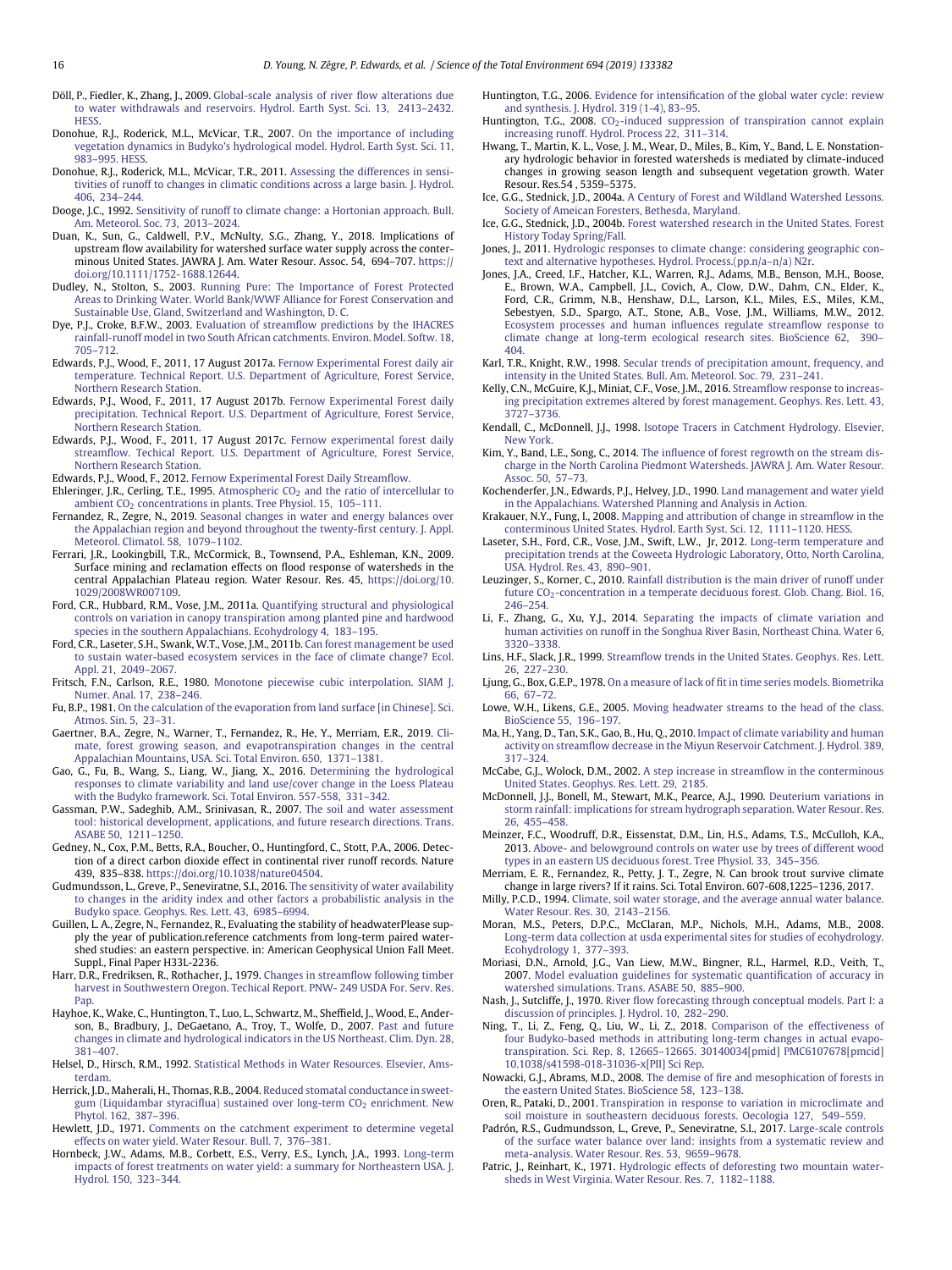Döll, P., Fiedler, K., Zhang, J., 2009. Global-scale analysis of river flow alterations due to water withdrawals and reservoirs. Hydrol. Earth Syst. Sci. 13, 2413–2432. HESS.

Donohue, R.J., Roderick, M.L., McVicar, T.R., 2007. On the importance of including vegetation dynamics in Budyko's hydrological model. Hydrol. Earth Syst. Sci. 11, 983–995. HESS.

Donohue, R.J., Roderick, M.L., McVicar, T.R., 2011. Assessing the differences in sensitivities of runoff to changes in climatic conditions across a large basin. J. Hydrol. 406, 234–244.

Dooge, J.C., 1992. Sensitivity of runoff to climate change: a Hortonian approach. Bull. Am. Meteorol. Soc. 73, 2013–2024.

Duan, K., Sun, G., Caldwell, P.V., McNulty, S.G., Zhang, Y., 2018. Implications of upstream flow availability for watershed surface water supply across the conterminous United States. JAWRA J. Am. Water Resour. Assoc. 54, 694–707. https://doi.org/10.1111/1752-1688.12644.

Dudley, N., Stolton, S., 2003. Running Pure: The Importance of Forest Protected Areas to Drinking Water. World Bank/WWF Alliance for Forest Conservation and Sustainable Use, Gland, Switzerland and Washington, D. C.

Dye, P.J., Croke, B.F.W., 2003. Evaluation of streamflow predictions by the IHACRES rainfall-runoff model in two South African catchments. Environ. Model. Softw. 18, 705–712.

Edwards, P.J., Wood, F., 2011, 17 August 2017a. Fernow Experimental Forest daily air temperature. Technical Report. U.S. Department of Agriculture, Forest Service, Northern Research Station.

Edwards, P.J., Wood, F., 2011, 17 August 2017b. Fernow Experimental Forest daily precipitation. Technical Report. U.S. Department of Agriculture, Forest Service, Northern Research Station.

Edwards, P.J., Wood, F., 2011, 17 August 2017c. Fernow experimental forest daily streamflow. Techical Report. U.S. Department of Agriculture, Forest Service, Northern Research Station.

Edwards, P.J., Wood, F., 2012. Fernow Experimental Forest Daily Streamflow.

Ehleringer, J.R., Cerling, T.E., 1995. Atmospheric $CO_2$ and the ratio of intercellular to ambient $CO_2$ concentrations in plants. Tree Physiol. 15, 105–111.

Fernandez, R., Zegre, N., 2019. Seasonal changes in water and energy balances over the Appalachian region and beyond throughout the twenty-first century. J. Appl. Meteorol. Climatol. 58, 1079–1102.

Ferrari, J.R., Lookingbill, T.R., McCormick, B., Townsend, P.A., Eshleman, K.N., 2009. Surface mining and reclamation effects on flood response of watersheds in the central Appalachian Plateau region. Water Resour. Res. 45, https://doi.org/10.1029/2008WR007109.

Ford, C.R., Hubbard, R.M., Vose, J.M., 2011a. Quantifying structural and physiological controls on variation in canopy transpiration among planted pine and hardwood species in the southern Appalachians. Ecohydrology 4, 183–195.

Ford, C.R., Laseter, S.H., Swank, W.T., Vose, J.M., 2011b. Can forest management be used to sustain water-based ecosystem services in the face of climate change? Ecol. Appl. 21, 2049–2067.

Fritsch, F.N., Carlson, R.E., 1980. Monotone piecewise cubic interpolation. SIAM J. Numer. Anal. 17, 238–246.

Fu, B.P., 1981. On the calculation of the evaporation from land surface [in Chinese]. Sci. Atmos. Sin. 5, 23–31.

Gaertner, B.A., Zegre, N., Warner, T., Fernandez, R., He, Y., Merriam, E.R., 2019. Climate, forest growing season, and evapotranspiration changes in the central Appalachian Mountains, USA. Sci. Total Environ. 650, 1371–1381.

Gao, G., Fu, B., Wang, S., Liang, W., Jiang, X., 2016. Determining the hydrological responses to climate variability and land use/cover change in the Loess Plateau with the Budyko framework. Sci. Total Environ. 557-558, 331–342.

Gassman, P.W., Sadeghib, A.M., Srinivasan, R., 2007. The soil and water assessment tool: historical development, applications, and future research directions. Trans. ASABE 50, 1211–1250.

Gedney, N., Cox, P.M., Betts, R.A., Boucher, O., Huntingford, C., Stott, P.A., 2006. Detection of a direct carbon dioxide effect in continental river runoff records. Nature 439, 835–838. https://doi.org/10.1038/nature04504.

Gudmundsson, L., Greve, P., Seneviratne, S.I., 2016. The sensitivity of water availability to changes in the aridity index and other factors a probabilistic analysis in the Budyko space. Geophys. Res. Lett. 43, 6985–6994.

Guillen, L. A., Zegre, N., Fernandez, R., Evaluating the stability of headwaterPlease supply the year of publication.reference catchments from long-term paired watershed studies: an eastern perspective. in: American Geophysical Union Fall Meet. Suppl., Final Paper H33L-2236.

Harr, D.R., Fredriksen, R., Rothacher, J., 1979. Changes in streamflow following timber harvest in Southwestern Oregon. Techical Report. PNW- 249 USDA For. Serv. Res. Pap.

Hayhoe, K., Wake, C., Huntington, T., Luo, L., Schwartz, M., Sheffield, J., Wood, E., Anderson, B., Bradbury, J., DeGaetano, A., Troy, T., Wolfe, D., 2007. Past and future changes in climate and hydrological indicators in the US Northeast. Clim. Dyn. 28, 381–407.

Helsel, D., Hirsch, R.M., 1992. Statistical Methods in Water Resources. Elsevier, Amsterdam.

Herrick, J.D., Maherali, H., Thomas, R.B., 2004. Reduced stomatal conductance in sweetgum (Liquidambar styraciflua) sustained over long-term $CO_2$ enrichment. New Phytol. 162, 387–396.

Hewlett, J.D., 1971. Comments on the catchment experiment to determine vegetal effects on water yield. Water Resour. Bull. 7, 376–381.

Hornbeck, J.W., Adams, M.B., Corbett, E.S., Verry, E.S., Lynch, J.A., 1993. Long-term impacts of forest treatments on water yield: a summary for Northeastern USA. J. Hydrol. 150, 323–344.

Huntington, T.G., 2006. Evidence for intensification of the global water cycle: review and synthesis. J. Hydrol. 319 (1-4), 83–95.

Huntington, T.G., 2008. $CO_2$-induced suppression of transpiration cannot explain increasing runoff. Hydrol. Process 22, 311–314.

Hwang, T., Martin, K. L., Vose, J. M., Wear, D., Miles, B., Kim, Y., Band, L. E. Nonstationary hydrologic behavior in forested watersheds is mediated by climate-induced changes in growing season length and subsequent vegetation growth. Water Resour. Res.54 , 5359–5375.

Ice, G.G., Stednick, J.D., 2004a. A Century of Forest and Wildland Watershed Lessons. Society of Ameican Foresters, Bethesda, Maryland.

Ice, G.G., Stednick, J.D., 2004b. Forest watershed research in the United States. Forest History Today Spring/Fall.

Jones, J., 2011. Hydrologic responses to climate change: considering geographic context and alternative hypotheses. Hydrol. Process.(pp.n/a–n/a) N2r.

Jones, J.A., Creed, I.F., Hatcher, K.L., Warren, R.J., Adams, M.B., Benson, M.H., Boose, E., Brown, W.A., Campbell, J.L., Covich, A., Clow, D.W., Dahm, C.N., Elder, K., Ford, C.R., Grimm, N.B., Henshaw, D.L., Larson, K.L., Miles, E.S., Miles, K.M., Sebestyen, S.D., Spargo, A.T., Stone, A.B., Vose, J.M., Williams, M.W., 2012. Ecosystem processes and human influences regulate streamflow response to climate change at long-term ecological research sites. BioScience 62, 390–404.

Karl, T.R., Knight, R.W., 1998. Secular trends of precipitation amount, frequency, and intensity in the United States. Bull. Am. Meteorol. Soc. 79, 231–241.

Kelly, C.N., McGuire, K.J., Miniat, C.F., Vose, J.M., 2016. Streamflow response to increasing precipitation extremes altered by forest management. Geophys. Res. Lett. 43, 3727–3736.

Kendall, C., McDonnell, J.J., 1998. Isotope Tracers in Catchment Hydrology. Elsevier, New York.

Kim, Y., Band, L.E., Song, C., 2014. The influence of forest regrowth on the stream discharge in the North Carolina Piedmont Watersheds. JAWRA J. Am. Water Resour. Assoc. 50, 57–73.

Kochenderfer, J.N., Edwards, P.J., Helvey, J.D., 1990. Land management and water yield in the Appalachians. Watershed Planning and Analysis in Action.

Krakauer, N.Y., Fung, I., 2008. Mapping and attribution of change in streamflow in the conterminous United States. Hydrol. Earth Syst. Sci. 12, 1111–1120. HESS.

Laseter, S.H., Ford, C.R., Vose, J.M., Swift, L.W., Jr, 2012. Long-term temperature and precipitation trends at the Coweeta Hydrologic Laboratory, Otto, North Carolina, USA. Hydrol. Res. 43, 890–901.

Leuzinger, S., Korner, C., 2010. Rainfall distribution is the main driver of runoff under future $CO_2$-concentration in a temperate deciduous forest. Glob. Chang. Biol. 16, 246–254.

Li, F., Zhang, G., Xu, Y.J., 2014. Separating the impacts of climate variation and human activities on runoff in the Songhua River Basin, Northeast China. Water 6, 3320–3338.

Lins, H.F., Slack, J.R., 1999. Streamflow trends in the United States. Geophys. Res. Lett. 26, 227–230.

Ljung, G., Box, G.E.P., 1978. On a measure of lack of fit in time series models. Biometrika 66, 67–72.

Lowe, W.H., Likens, G.E., 2005. Moving headwater streams to the head of the class. BioScience 55, 196–197.

Ma, H., Yang, D., Tan, S.K., Gao, B., Hu, Q., 2010. Impact of climate variability and human activity on streamflow decrease in the Miyun Reservoir Catchment. J. Hydrol. 389, 317–324.

McCabe, G.J., Wolock, D.M., 2002. A step increase in streamflow in the conterminous United States. Geophys. Res. Lett. 29, 2185.

McDonnell, J.J., Bonell, M., Stewart, M.K., Pearce, A.J., 1990. Deuterium variations in storm rainfall: implications for stream hydrograph separation. Water Resour. Res. 26, 455–458.

Meinzer, F.C., Woodruff, D.R., Eissenstat, D.M., Lin, H.S., Adams, T.S., McCulloh, K.A., 2013. Above- and belowground controls on water use by trees of different wood types in an eastern US deciduous forest. Tree Physiol. 33, 345–356.

Merriam, E. R., Fernandez, R., Petty, J. T., Zegre, N. Can brook trout survive climate change in large rivers? If it rains. Sci. Total Environ. 607-608,1225–1236, 2017.

Milly, P.C.D., 1994. Climate, soil water storage, and the average annual water balance. Water Resour. Res. 30, 2143–2156.

Moran, M.S., Peters, D.P.C., McClaran, M.P., Nichols, M.H., Adams, M.B., 2008. Long-term data collection at usda experimental sites for studies of ecohydrology. Ecohydrology 1, 377–393.

Moriasi, D.N., Arnold, J.G., Van Liew, M.W., Bingner, R.L., Harmel, R.D., Veith, T., 2007. Model evaluation guidelines for systematic quantification of accuracy in watershed simulations. Trans. ASABE 50, 885–900.

Nash, J., Sutcliffe, J., 1970. River flow forecasting through conceptual models. Part I: a discussion of principles. J. Hydrol. 10, 282–290.

Ning, T., Li, Z., Feng, Q., Liu, W., Li, Z., 2018. Comparison of the effectiveness of four Budyko-based methods in attributing long-term changes in actual evapotranspiration. Sci. Rep. 8, 12665–12665. 30140034[pmid] PMC6107678[pmcid] 10.1038/s41598-018-31036-x[PII] Sci Rep.

Nowacki, G.J., Abrams, M.D., 2008. The demise of fire and mesophication of forests in the eastern United States. BioScience 58, 123–138.

Oren, R., Pataki, D., 2001. Transpiration in response to variation in microclimate and soil moisture in southeastern deciduous forests. Oecologia 127, 549–559.

Padrón, R.S., Gudmundsson, L., Greve, P., Seneviratne, S.I., 2017. Large-scale controls of the surface water balance over land: insights from a systematic review and meta-analysis. Water Resour. Res. 53, 9659–9678.

Patric, J., Reinhart, K., 1971. Hydrologic effects of deforesting two mountain watersheds in West Virginia. Water Resour. Res. 7, 1182–1188.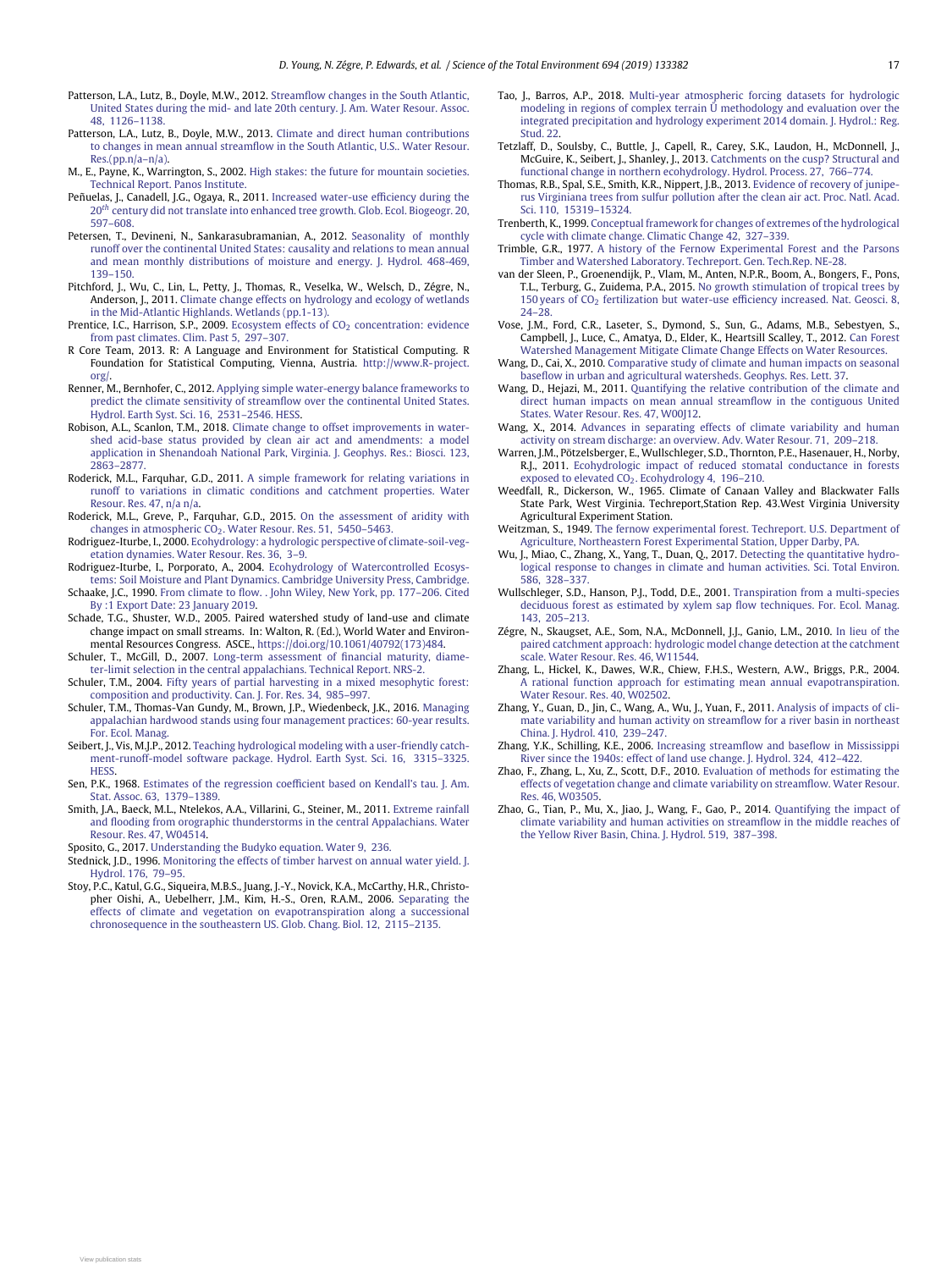Patterson, L.A., Lutz, B., Doyle, M.W., 2012. Streamflow changes in the South Atlantic, United States during the mid- and late 20th century. J. Am. Water Resour. Assoc. 48, 1126–1138.

Patterson, L.A., Lutz, B., Doyle, M.W., 2013. Climate and direct human contributions to changes in mean annual streamflow in the South Atlantic, U.S.. Water Resour. Res.(pp.n/a–n/a).

M., E., Payne, K., Warrington, S., 2002. High stakes: the future for mountain societies. Technical Report. Panos Institute.

Peñuelas, J., Canadell, J.G., Ogaya, R., 2011. Increased water-use efficiency during the $20^{th}$ century did not translate into enhanced tree growth. Glob. Ecol. Biogeogr. 20, 597–608.

Petersen, T., Devineni, N., Sankarasubramanian, A., 2012. Seasonality of monthly runoff over the continental United States: causality and relations to mean annual and mean monthly distributions of moisture and energy. J. Hydrol. 468-469, 139–150.

Pitchford, J., Wu, C., Lin, L., Petty, J., Thomas, R., Veselka, W., Welsch, D., Zégre, N., Anderson, J., 2011. Climate change effects on hydrology and ecology of wetlands in the Mid-Atlantic Highlands. Wetlands (pp.1-13).

Prentice, I.C., Harrison, S.P., 2009. Ecosystem effects of $CO_2$ concentration: evidence from past climates. Clim. Past 5, 297–307.

R Core Team, 2013. R: A Language and Environment for Statistical Computing. R Foundation for Statistical Computing, Vienna, Austria. http://www.R-project.org/.

Renner, M., Bernhofer, C., 2012. Applying simple water-energy balance frameworks to predict the climate sensitivity of streamflow over the continental United States. Hydrol. Earth Syst. Sci. 16, 2531–2546. HESS.

Robison, A.L., Scanlon, T.M., 2018. Climate change to offset improvements in watershed acid-base status provided by clean air act and amendments: a model application in Shenandoah National Park, Virginia. J. Geophys. Res.: Biosci. 123, 2863–2877.

Roderick, M.L., Farquhar, G.D., 2011. A simple framework for relating variations in runoff to variations in climatic conditions and catchment properties. Water Resour. Res. 47, n/a n/a.

Roderick, M.L., Greve, P., Farquhar, G.D., 2015. On the assessment of aridity with changes in atmospheric $CO_2$. Water Resour. Res. 51, 5450–5463.

Rodriguez-Iturbe, I., 2000. Ecohydrology: a hydrologic perspective of climate-soil-vegetation dynamies. Water Resour. Res. 36, 3–9.

Rodriguez-Iturbe, I., Porporato, A., 2004. Ecohydrology of Watercontrolled Ecosystems: Soil Moisture and Plant Dynamics. Cambridge University Press, Cambridge.

Schaake, J.C., 1990. From climate to flow. . John Wiley, New York, pp. 177–206. Cited By :1 Export Date: 23 January 2019.

Schade, T.G., Shuster, W.D., 2005. Paired watershed study of land-use and climate change impact on small streams. In: Walton, R. (Ed.), World Water and Environmental Resources Congress. ASCE., https://doi.org/10.1061/40792(173)484.

Schuler, T., McGill, D., 2007. Long-term assessment of financial maturity, diameter-limit selection in the central appalachians. Technical Report. NRS-2.

Schuler, T.M., 2004. Fifty years of partial harvesting in a mixed mesophytic forest: composition and productivity. Can. J. For. Res. 34, 985–997.

Schuler, T.M., Thomas-Van Gundy, M., Brown, J.P., Wiedenbeck, J.K., 2016. Managing appalachian hardwood stands using four management practices: 60-year results. For. Ecol. Manag.

Seibert, J., Vis, M.J.P., 2012. Teaching hydrological modeling with a user-friendly catchment-runoff-model software package. Hydrol. Earth Syst. Sci. 16, 3315–3325. HESS.

Sen, P.K., 1968. Estimates of the regression coefficient based on Kendall's tau. J. Am. Stat. Assoc. 63, 1379–1389.

Smith, J.A., Baeck, M.L., Ntelekos, A.A., Villarini, G., Steiner, M., 2011. Extreme rainfall and flooding from orographic thunderstorms in the central Appalachians. Water Resour. Res. 47, W04514.

Sposito, G., 2017. Understanding the Budyko equation. Water 9, 236.

Stednick, J.D., 1996. Monitoring the effects of timber harvest on annual water yield. J. Hydrol. 176, 79–95.

Stoy, P.C., Katul, G.G., Siqueira, M.B.S., Juang, J.-Y., Novick, K.A., McCarthy, H.R., Christopher Oishi, A., Uebelherr, J.M., Kim, H.-S., Oren, R.A.M., 2006. Separating the effects of climate and vegetation on evapotranspiration along a successional chronosequence in the southeastern US. Glob. Chang. Biol. 12, 2115–2135.

Tao, J., Barros, A.P., 2018. Multi-year atmospheric forcing datasets for hydrologic modeling in regions of complex terrain Ū methodology and evaluation over the integrated precipitation and hydrology experiment 2014 domain. J. Hydrol.: Reg. Stud. 22.

Tetzlaff, D., Soulsby, C., Buttle, J., Capell, R., Carey, S.K., Laudon, H., McDonnell, J., McGuire, K., Seibert, J., Shanley, J., 2013. Catchments on the cusp? Structural and functional change in northern ecohydrology. Hydrol. Process. 27, 766–774.

Thomas, R.B., Spal, S.E., Smith, K.R., Nippert, J.B., 2013. Evidence of recovery of juniperus Virginiana trees from sulfur pollution after the clean air act. Proc. Natl. Acad. Sci. 110, 15319–15324.

Trenberth, K., 1999. Conceptual framework for changes of extremes of the hydrological cycle with climate change. Climatic Change 42, 327–339.

Trimble, G.R., 1977. A history of the Fernow Experimental Forest and the Parsons Timber and Watershed Laboratory. Techreport. Gen. Tech.Rep. NE-28.

van der Sleen, P., Groenendijk, P., Vlam, M., Anten, N.P.R., Boom, A., Bongers, F., Pons, T.L., Terburg, G., Zuidema, P.A., 2015. No growth stimulation of tropical trees by 150 years of $CO_2$ fertilization but water-use efficiency increased. Nat. Geosci. 8, 24–28.

Vose, J.M., Ford, C.R., Laseter, S., Dymond, S., Sun, G., Adams, M.B., Sebestyen, S., Campbell, J., Luce, C., Amatya, D., Elder, K., Heartsill Scalley, T., 2012. Can Forest Watershed Management Mitigate Climate Change Effects on Water Resources.

Wang, D., Cai, X., 2010. Comparative study of climate and human impacts on seasonal baseflow in urban and agricultural watersheds. Geophys. Res. Lett. 37.

Wang, D., Hejazi, M., 2011. Quantifying the relative contribution of the climate and direct human impacts on mean annual streamflow in the contiguous United States. Water Resour. Res. 47, W00J12.

Wang, X., 2014. Advances in separating effects of climate variability and human activity on stream discharge: an overview. Adv. Water Resour. 71, 209–218.

Warren, J.M., Pötzelsberger, E., Wullschleger, S.D., Thornton, P.E., Hasenauer, H., Norby, R.J., 2011. Ecohydrologic impact of reduced stomatal conductance in forests exposed to elevated $CO_2$. Ecohydrology 4, 196–210.

Weedfall, R., Dickerson, W., 1965. Climate of Canaan Valley and Blackwater Falls State Park, West Virginia. Techreport,Station Rep. 43.West Virginia University Agricultural Experiment Station.

Weitzman, S., 1949. The fernow experimental forest. Techreport. U.S. Department of Agriculture, Northeastern Forest Experimental Station, Upper Darby, PA.

Wu, J., Miao, C., Zhang, X., Yang, T., Duan, Q., 2017. Detecting the quantitative hydrological response to changes in climate and human activities. Sci. Total Environ. 586, 328–337.

Wullschleger, S.D., Hanson, P.J., Todd, D.E., 2001. Transpiration from a multi-species deciduous forest as estimated by xylem sap flow techniques. For. Ecol. Manag. 143, 205–213.

Zégre, N., Skaugset, A.E., Som, N.A., McDonnell, J.J., Ganio, L.M., 2010. In lieu of the paired catchment approach: hydrologic model change detection at the catchment scale. Water Resour. Res. 46, W11544.

Zhang, L., Hickel, K., Dawes, W.R., Chiew, F.H.S., Western, A.W., Briggs, P.R., 2004. A rational function approach for estimating mean annual evapotranspiration. Water Resour. Res. 40, W02502.

Zhang, Y., Guan, D., Jin, C., Wang, A., Wu, J., Yuan, F., 2011. Analysis of impacts of climate variability and human activity on streamflow for a river basin in northeast China. J. Hydrol. 410, 239–247.

Zhang, Y.K., Schilling, K.E., 2006. Increasing streamflow and baseflow in Mississippi River since the 1940s: effect of land use change. J. Hydrol. 324, 412–422.

Zhao, F., Zhang, L., Xu, Z., Scott, D.F., 2010. Evaluation of methods for estimating the effects of vegetation change and climate variability on streamflow. Water Resour. Res. 46, W03505.

Zhao, G., Tian, P., Mu, X., Jiao, J., Wang, F., Gao, P., 2014. Quantifying the impact of climate variability and human activities on streamflow in the middle reaches of the Yellow River Basin, China. J. Hydrol. 519, 387–398.